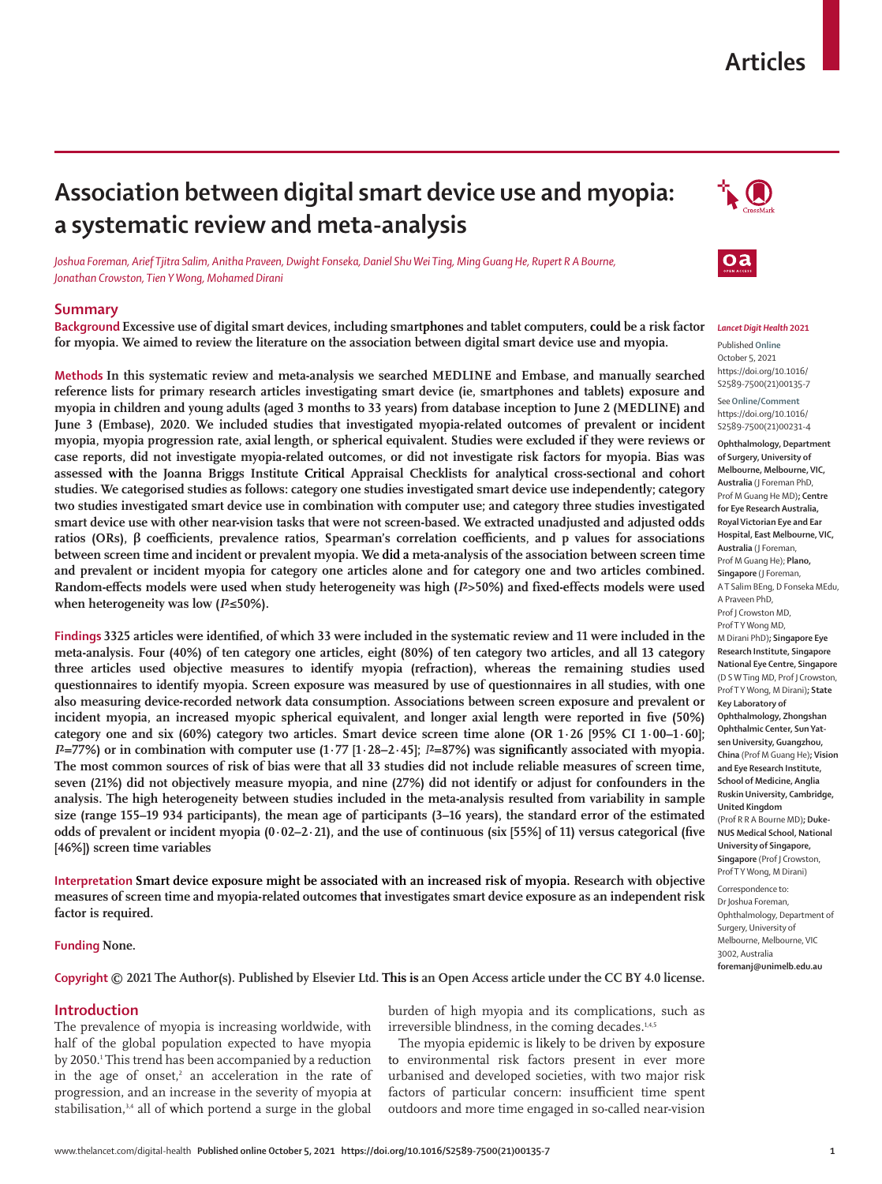# Association between digital smart device use and myopia: a systematic review and meta-analysis

*Joshua Foreman, Arief Tjitra Salim, Anitha Praveen, Dwight Fonseka, Daniel Shu Wei Ting, Ming Guang He, Rupert R A Bourne, Jonathan Crowston, Tien Y Wong, Mohamed Dirani*

## Summary

**Background** Excessive use of digital smart devices, including smartphones and tablet computers, could be a risk factor for myopia. We aimed to review the literature on the association between digital smart device use and myopia.

**Methods** In this systematic review and meta-analysis we searched MEDLINE and Embase, and manually searched reference lists for primary research articles investigating smart device (ie, smartphones and tablets) exposure and myopia in children and young adults (aged 3 months to 33 years) from database inception to June 2 (MEDLINE) and June 3 (Embase), 2020. We included studies that investigated myopia-related outcomes of prevalent or incident myopia, myopia progression rate, axial length, or spherical equivalent. Studies were excluded if they were reviews or case reports, did not investigate myopia-related outcomes, or did not investigate risk factors for myopia. Bias was assessed with the Joanna Briggs Institute Critical Appraisal Checklists for analytical cross-sectional and cohort studies. We categorised studies as follows: category one studies investigated smart device use independently; category two studies investigated smart device use in combination with computer use; and category three studies investigated smart device use with other near-vision tasks that were not screen-based. We extracted unadjusted and adjusted odds ratios (ORs), β coefficients, prevalence ratios, Spearman's correlation coefficients, and p values for associations between screen time and incident or prevalent myopia. We did a meta-analysis of the association between screen time and prevalent or incident myopia for category one articles alone and for category one and two articles combined. Random-effects models were used when study heterogeneity was high ($I^2$>50%) and fixed-effects models were used when heterogeneity was low ($I^2$≤50%).

**Findings** 3325 articles were identified, of which 33 were included in the systematic review and 11 were included in the meta-analysis. Four (40%) of ten category one articles, eight (80%) of ten category two articles, and all 13 category three articles used objective measures to identify myopia (refraction), whereas the remaining studies used questionnaires to identify myopia. Screen exposure was measured by use of questionnaires in all studies, with one also measuring device-recorded network data consumption. Associations between screen exposure and prevalent or incident myopia, an increased myopic spherical equivalent, and longer axial length were reported in five (50%) category one and six (60%) category two articles. Smart device screen time alone (OR 1·26 [95% CI 1·00–1·60]; $I^2$=77%) or in combination with computer use (1·77 [1·28–2·45]; $I^2$=87%) was significantly associated with myopia. The most common sources of risk of bias were that all 33 studies did not include reliable measures of screen time, seven (21%) did not objectively measure myopia, and nine (27%) did not identify or adjust for confounders in the analysis. The high heterogeneity between studies included in the meta-analysis resulted from variability in sample size (range 155–19 934 participants), the mean age of participants (3–16 years), the standard error of the estimated odds of prevalent or incident myopia (0·02–2·21), and the use of continuous (six [55%] of 11) versus categorical (five [46%]) screen time variables

**Interpretation** Smart device exposure might be associated with an increased risk of myopia. Research with objective measures of screen time and myopia-related outcomes that investigates smart device exposure as an independent risk factor is required.

**Funding** None.

**Copyright** © 2021 The Author(s). Published by Elsevier Ltd. This is an Open Access article under the CC BY 4.0 license.

*Lancet Digit Health* 2021

Published Online October 5, 2021 https://doi.org/10.1016/S2589-7500(21)00135-7

See Online/Comment https://doi.org/10.1016/S2589-7500(21)00231-4

**Ophthalmology, Department of Surgery, University of Melbourne, Melbourne, VIC, Australia** (J Foreman PhD, Prof M Guang He MD)**; Centre for Eye Research Australia, Royal Victorian Eye and Ear Hospital, East Melbourne, VIC, Australia** (J Foreman, Prof M Guang He)**; Plano, Singapore** (J Foreman, A T Salim BEng, D Fonseka MEdu, A Praveen PhD, Prof J Crowston MD, Prof T Y Wong MD, M Dirani PhD)**; Singapore Eye Research Institute, Singapore National Eye Centre, Singapore** (D S W Ting MD, Prof J Crowston, Prof T Y Wong, M Dirani)**; State Key Laboratory of Ophthalmology, Zhongshan Ophthalmic Center, Sun Yat-sen University, Guangzhou, China** (Prof M Guang He)**; Vision and Eye Research Institute, School of Medicine, Anglia Ruskin University, Cambridge, United Kingdom** (Prof R R A Bourne MD)**; Duke-NUS Medical School, National University of Singapore, Singapore** (Prof J Crowston, Prof T Y Wong, M Dirani)

Correspondence to: Dr Joshua Foreman, Ophthalmology, Department of Surgery, University of Melbourne, Melbourne, VIC 3002, Australia **foremanj@unimelb.edu.au**

## Introduction

The prevalence of myopia is increasing worldwide, with half of the global population expected to have myopia by 2050.[1] This trend has been accompanied by a reduction in the age of onset,[2] an acceleration in the rate of progression, and an increase in the severity of myopia at stabilisation,[3,4] all of which portend a surge in the global burden of high myopia and its complications, such as irreversible blindness, in the coming decades.[1,4,5]

The myopia epidemic is likely to be driven by exposure to environmental risk factors present in ever more urbanised and developed societies, with two major risk factors of particular concern: insufficient time spent outdoors and more time engaged in so-called near-vision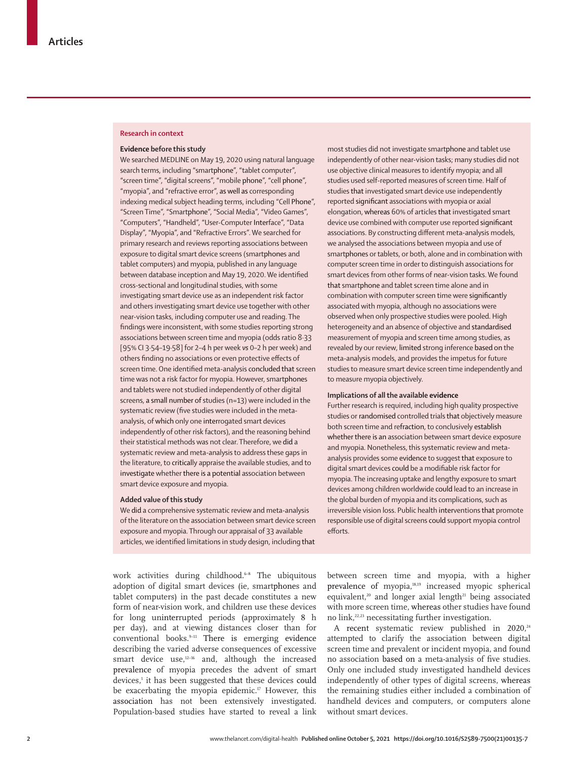## Research in context

### Evidence before this study

We searched MEDLINE on May 19, 2020 using natural language search terms, including "smartphone", "tablet computer", "screen time", "digital screens", "mobile phone", "cell phone", "myopia", and "refractive error", as well as corresponding indexing medical subject heading terms, including "Cell Phone", "Screen Time", "Smartphone", "Social Media", "Video Games", "Computers", "Handheld", "User-Computer Interface", "Data Display", "Myopia", and "Refractive Errors". We searched for primary research and reviews reporting associations between exposure to digital smart device screens (smartphones and tablet computers) and myopia, published in any language between database inception and May 19, 2020. We identified cross-sectional and longitudinal studies, with some investigating smart device use as an independent risk factor and others investigating smart device use together with other near-vision tasks, including computer use and reading. The findings were inconsistent, with some studies reporting strong associations between screen time and myopia (odds ratio 8·33 [95% CI 3·54–19·58] for 2–4 h per week *vs* 0–2 h per week) and others finding no associations or even protective effects of screen time. One identified meta-analysis concluded that screen time was not a risk factor for myopia. However, smartphones and tablets were not studied independently of other digital screens, a small number of studies (n=13) were included in the systematic review (five studies were included in the meta-analysis, of which only one interrogated smart devices independently of other risk factors), and the reasoning behind their statistical methods was not clear. Therefore, we did a systematic review and meta-analysis to address these gaps in the literature, to critically appraise the available studies, and to investigate whether there is a potential association between smart device exposure and myopia.

### Added value of this study

We did a comprehensive systematic review and meta-analysis of the literature on the association between smart device screen exposure and myopia. Through our appraisal of 33 available articles, we identified limitations in study design, including that most studies did not investigate smartphone and tablet use independently of other near-vision tasks; many studies did not use objective clinical measures to identify myopia; and all studies used self-reported measures of screen time. Half of studies that investigated smart device use independently reported significant associations with myopia or axial elongation, whereas 60% of articles that investigated smart device use combined with computer use reported significant associations. By constructing different meta-analysis models, we analysed the associations between myopia and use of smartphones or tablets, or both, alone and in combination with computer screen time in order to distinguish associations for smart devices from other forms of near-vision tasks. We found that smartphone and tablet screen time alone and in combination with computer screen time were significantly associated with myopia, although no associations were observed when only prospective studies were pooled. High heterogeneity and an absence of objective and standardised measurement of myopia and screen time among studies, as revealed by our review, limited strong inference based on the meta-analysis models, and provides the impetus for future studies to measure smart device screen time independently and to measure myopia objectively.

### Implications of all the available evidence

Further research is required, including high quality prospective studies or randomised controlled trials that objectively measure both screen time and refraction, to conclusively establish whether there is an association between smart device exposure and myopia. Nonetheless, this systematic review and meta-analysis provides some evidence to suggest that exposure to digital smart devices could be a modifiable risk factor for myopia. The increasing uptake and lengthy exposure to smart devices among children worldwide could lead to an increase in the global burden of myopia and its complications, such as irreversible vision loss. Public health interventions that promote responsible use of digital screens could support myopia control efforts.

work activities during childhood.[6–8] The ubiquitous adoption of digital smart devices (ie, smartphones and tablet computers) in the past decade constitutes a new form of near-vision work, and children use these devices for long uninterrupted periods (approximately 8 h per day), and at viewing distances closer than for conventional books.[9–11] There is emerging evidence describing the varied adverse consequences of excessive smart device use,[12–16] and, although the increased prevalence of myopia precedes the advent of smart devices,[1] it has been suggested that these devices could be exacerbating the myopia epidemic.[17] However, this association has not been extensively investigated. Population-based studies have started to reveal a link between screen time and myopia, with a higher prevalence of myopia,[18,19] increased myopic spherical equivalent,[20] and longer axial length[21] being associated with more screen time, whereas other studies have found no link,[22,23] necessitating further investigation.

A recent systematic review published in 2020,[24] attempted to clarify the association between digital screen time and prevalent or incident myopia, and found no association based on a meta-analysis of five studies. Only one included study investigated handheld devices independently of other types of digital screens, whereas the remaining studies either included a combination of handheld devices and computers, or computers alone without smart devices.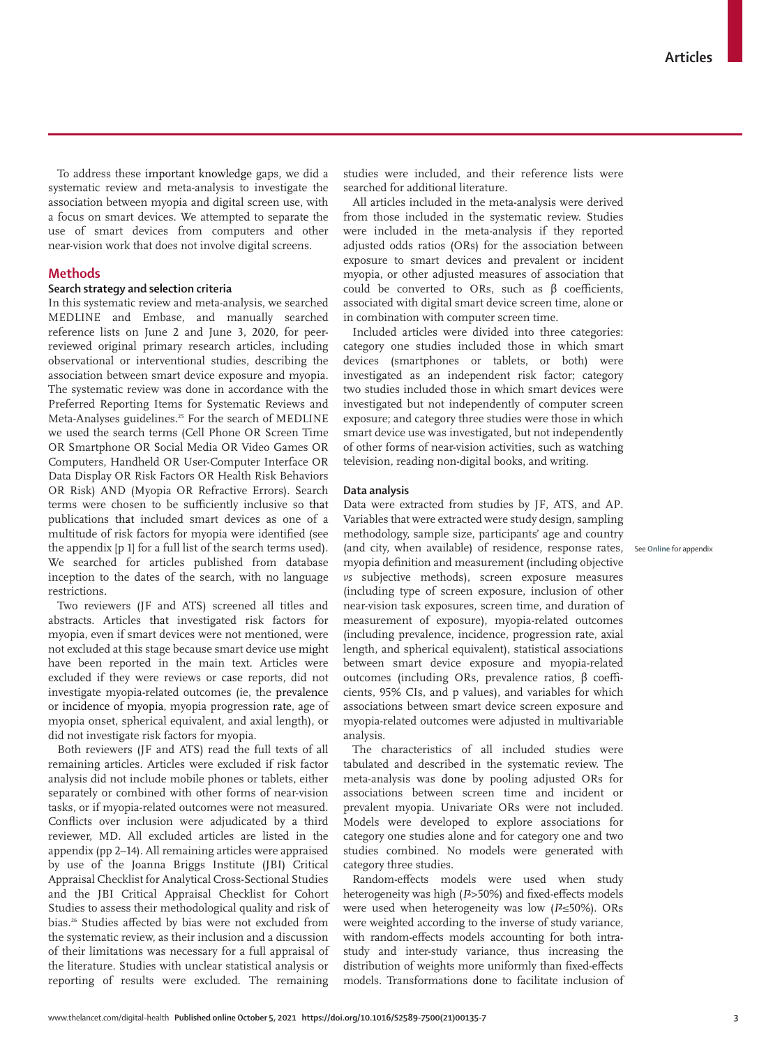To address these important knowledge gaps, we did a systematic review and meta-analysis to investigate the association between myopia and digital screen use, with a focus on smart devices. We attempted to separate the use of smart devices from computers and other near-vision work that does not involve digital screens.

## Methods

### Search strategy and selection criteria

In this systematic review and meta-analysis, we searched MEDLINE and Embase, and manually searched reference lists on June 2 and June 3, 2020, for peer-reviewed original primary research articles, including observational or interventional studies, describing the association between smart device exposure and myopia. The systematic review was done in accordance with the Preferred Reporting Items for Systematic Reviews and Meta-Analyses guidelines.[25] For the search of MEDLINE we used the search terms (Cell Phone OR Screen Time OR Smartphone OR Social Media OR Video Games OR Computers, Handheld OR User-Computer Interface OR Data Display OR Risk Factors OR Health Risk Behaviors OR Risk) AND (Myopia OR Refractive Errors). Search terms were chosen to be sufficiently inclusive so that publications that included smart devices as one of a multitude of risk factors for myopia were identified (see the appendix [p 1] for a full list of the search terms used). We searched for articles published from database inception to the dates of the search, with no language restrictions.

Two reviewers (JF and ATS) screened all titles and abstracts. Articles that investigated risk factors for myopia, even if smart devices were not mentioned, were not excluded at this stage because smart device use might have been reported in the main text. Articles were excluded if they were reviews or case reports, did not investigate myopia-related outcomes (ie, the prevalence or incidence of myopia, myopia progression rate, age of myopia onset, spherical equivalent, and axial length), or did not investigate risk factors for myopia.

Both reviewers (JF and ATS) read the full texts of all remaining articles. Articles were excluded if risk factor analysis did not include mobile phones or tablets, either separately or combined with other forms of near-vision tasks, or if myopia-related outcomes were not measured. Conflicts over inclusion were adjudicated by a third reviewer, MD. All excluded articles are listed in the appendix (pp 2–14). All remaining articles were appraised by use of the Joanna Briggs Institute (JBI) Critical Appraisal Checklist for Analytical Cross-Sectional Studies and the JBI Critical Appraisal Checklist for Cohort Studies to assess their methodological quality and risk of bias.[26] Studies affected by bias were not excluded from the systematic review, as their inclusion and a discussion of their limitations was necessary for a full appraisal of the literature. Studies with unclear statistical analysis or reporting of results were excluded. The remaining studies were included, and their reference lists were searched for additional literature.

All articles included in the meta-analysis were derived from those included in the systematic review. Studies were included in the meta-analysis if they reported adjusted odds ratios (ORs) for the association between exposure to smart devices and prevalent or incident myopia, or other adjusted measures of association that could be converted to ORs, such as β coefficients, associated with digital smart device screen time, alone or in combination with computer screen time.

Included articles were divided into three categories: category one studies included those in which smart devices (smartphones or tablets, or both) were investigated as an independent risk factor; category two studies included those in which smart devices were investigated but not independently of computer screen exposure; and category three studies were those in which smart device use was investigated, but not independently of other forms of near-vision activities, such as watching television, reading non-digital books, and writing.

### Data analysis

Data were extracted from studies by JF, ATS, and AP. Variables that were extracted were study design, sampling methodology, sample size, participants' age and country (and city, when available) of residence, response rates, myopia definition and measurement (including objective *vs* subjective methods), screen exposure measures (including type of screen exposure, inclusion of other near-vision task exposures, screen time, and duration of measurement of exposure), myopia-related outcomes (including prevalence, incidence, progression rate, axial length, and spherical equivalent), statistical associations between smart device exposure and myopia-related outcomes (including ORs, prevalence ratios, β coefficients, 95% CIs, and p values), and variables for which associations between smart device screen exposure and myopia-related outcomes were adjusted in multivariable analysis.

See Online for appendix

The characteristics of all included studies were tabulated and described in the systematic review. The meta-analysis was done by pooling adjusted ORs for associations between screen time and incident or prevalent myopia. Univariate ORs were not included. Models were developed to explore associations for category one studies alone and for category one and two studies combined. No models were generated with category three studies.

Random-effects models were used when study heterogeneity was high ($I^2$>50%) and fixed-effects models were used when heterogeneity was low ($I^2$≤50%). ORs were weighted according to the inverse of study variance, with random-effects models accounting for both intra-study and inter-study variance, thus increasing the distribution of weights more uniformly than fixed-effects models. Transformations done to facilitate inclusion of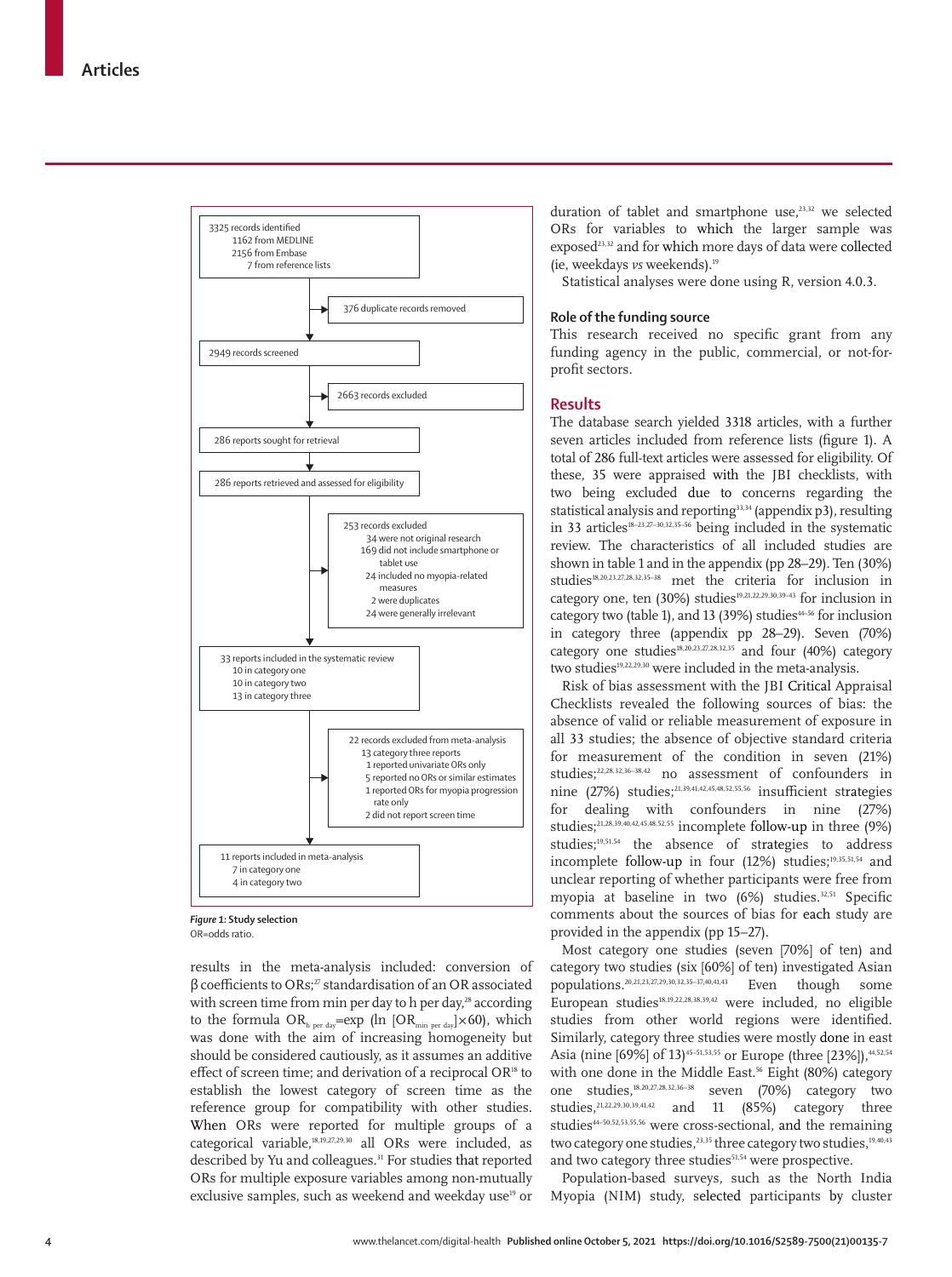3325 records identified
- 1162 from MEDLINE
- 2156 from Embase
- 7 from reference lists

→ 376 duplicate records removed

2949 records screened

→ 2663 records excluded

286 reports sought for retrieval

286 reports retrieved and assessed for eligibility

→ 253 records excluded
- 34 were not original research
- 169 did not include smartphone or tablet use
- 24 included no myopia-related measures
- 2 were duplicates
- 24 were generally irrelevant

33 reports included in the systematic review
- 10 in category one
- 10 in category two
- 13 in category three

→ 22 records excluded from meta-analysis
- 13 category three reports
- 1 reported univariate ORs only
- 5 reported no ORs or similar estimates
- 1 reported ORs for myopia progression rate only
- 2 did not report screen time

11 reports included in meta-analysis
- 7 in category one
- 4 in category two

*Figure 1:* **Study selection**
OR=odds ratio.

results in the meta-analysis included: conversion of β coefficients to ORs;[27] standardisation of an OR associated with screen time from min per day to h per day,[28] according to the formula $OR_{h\ per\ day}=\exp(\ln[OR_{min\ per\ day}]\times 60)$, which was done with the aim of increasing homogeneity but should be considered cautiously, as it assumes an additive effect of screen time; and derivation of a reciprocal OR[18] to establish the lowest category of screen time as the reference group for compatibility with other studies. When ORs were reported for multiple groups of a categorical variable,[18,19,27,29,30] all ORs were included, as described by Yu and colleagues.[31] For studies that reported ORs for multiple exposure variables among non-mutually exclusive samples, such as weekend and weekday use[19] or duration of tablet and smartphone use,[23,32] we selected ORs for variables to which the larger sample was exposed[23,32] and for which more days of data were collected (ie, weekdays *vs* weekends).[19]

Statistical analyses were done using R, version 4.0.3.

### Role of the funding source

This research received no specific grant from any funding agency in the public, commercial, or not-for-profit sectors.

## Results

The database search yielded 3318 articles, with a further seven articles included from reference lists (figure 1). A total of 286 full-text articles were assessed for eligibility. Of these, 35 were appraised with the JBI checklists, with two being excluded due to concerns regarding the statistical analysis and reporting[33,34] (appendix p3), resulting in 33 articles[18–23,27–30,32,35–56] being included in the systematic review. The characteristics of all included studies are shown in table 1 and in the appendix (pp 28–29). Ten (30%) studies[18,20,23,27,28,32,35–38] met the criteria for inclusion in category one, ten (30%) studies[19,21,22,29,30,39–43] for inclusion in category two (table 1), and 13 (39%) studies[44–56] for inclusion in category three (appendix pp 28–29). Seven (70%) category one studies[18,20,23,27,28,32,35] and four (40%) category two studies[19,22,29,30] were included in the meta-analysis.

Risk of bias assessment with the JBI Critical Appraisal Checklists revealed the following sources of bias: the absence of valid or reliable measurement of exposure in all 33 studies; the absence of objective standard criteria for measurement of the condition in seven (21%) studies;[22,28,32,36–38,42] no assessment of confounders in nine (27%) studies;[21,39,41,42,45,48,52,55,56] insufficient strategies for dealing with confounders in nine (27%) studies;[21,28,39,40,42,45,48,52,55] incomplete follow-up in three (9%) studies;[19,51,54] the absence of strategies to address incomplete follow-up in four (12%) studies;[19,35,51,54] and unclear reporting of whether participants were free from myopia at baseline in two (6%) studies.[32,51] Specific comments about the sources of bias for each study are provided in the appendix (pp 15–27).

Most category one studies (seven [70%] of ten) and category two studies (six [60%] of ten) investigated Asian populations.[20,21,23,27,29,30,32,35–37,40,41,43] Even though some European studies[18,19,22,28,38,39,42] were included, no eligible studies from other world regions were identified. Similarly, category three studies were mostly done in east Asia (nine [69%] of 13)[45–51,53,55] or Europe (three [23%]),[44,52,54] with one done in the Middle East.[56] Eight (80%) category one studies,[18,20,27,28,32,36–38] seven (70%) category two studies,[21,22,29,30,39,41,42] and 11 (85%) category three studies[44–50,52,53,55,56] were cross-sectional, and the remaining two category one studies,[23,35] three category two studies,[19,40,43] and two category three studies[51,54] were prospective.

Population-based surveys, such as the North India Myopia (NIM) study, selected participants by cluster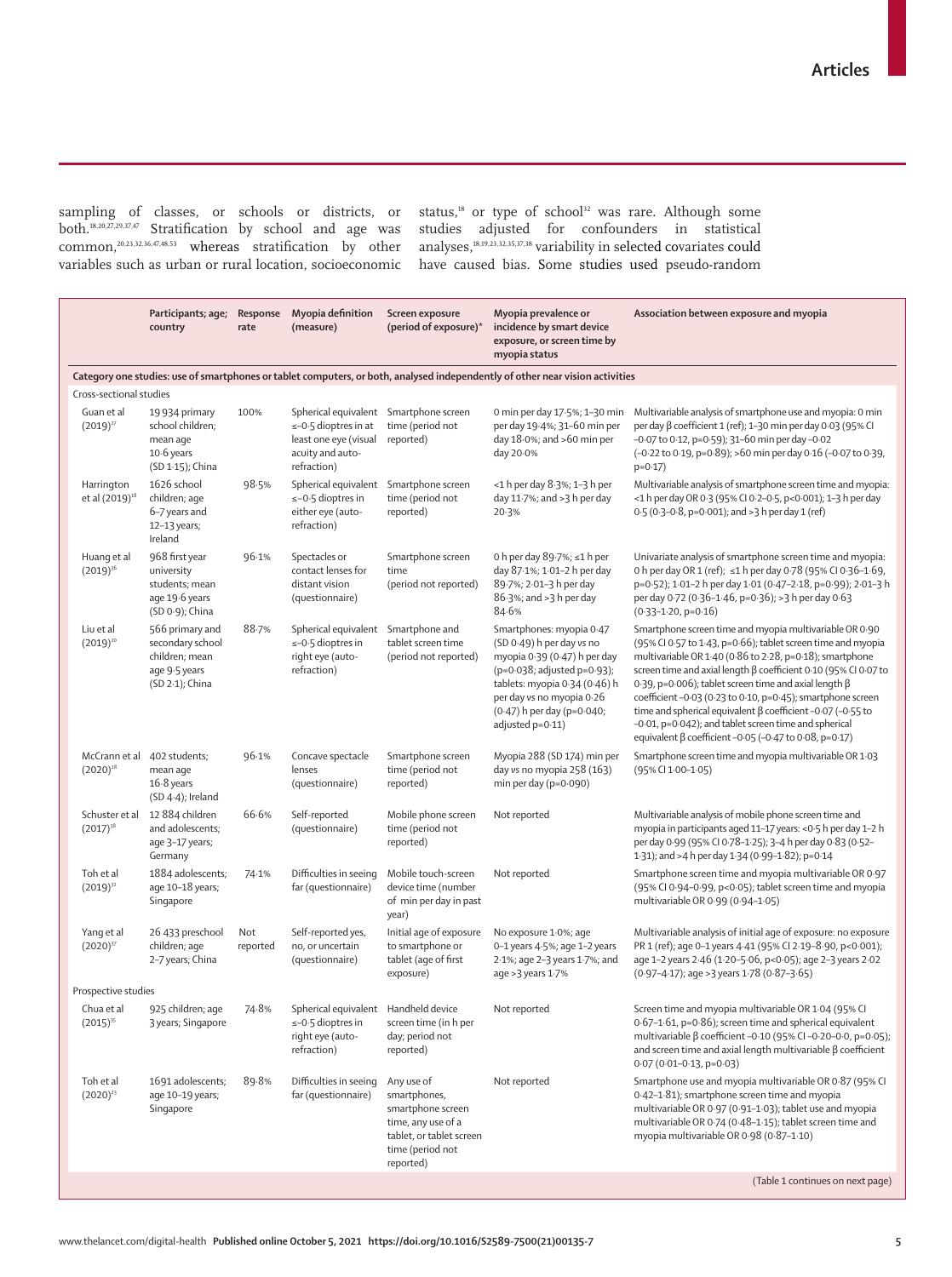sampling of classes, or schools or districts, or both.[18,20,27,29,37,47] Stratification by school and age was common,[20,23,32,36,47,48,53] whereas stratification by other variables such as urban or rural location, socioeconomic status,[18] or type of school[32] was rare. Although some studies adjusted for confounders in statistical analyses,[18,19,23,32,35,37,38] variability in selected covariates could have caused bias. Some studies used pseudo-random

| | Participants; age; country | Response rate | Myopia definition (measure) | Screen exposure (period of exposure)* | Myopia prevalence or incidence by smart device exposure, or screen time by myopia status | Association between exposure and myopia |
|---|---|---|---|---|---|---|
| **Category one studies: use of smartphones or tablet computers, or both, analysed independently of other near vision activities** | | | | | | |
| Cross-sectional studies | | | | | | |
| Guan et al (2019)[27] | 19 934 primary school children; mean age 10·6 years (SD 1·15); China | 100% | Spherical equivalent ≤–0·5 dioptres in at least one eye (visual acuity and auto-refraction) | Smartphone screen time (period not reported) | 0 min per day 17·5%; 1–30 min per day 19·4%; 31–60 min per day 18·0%; and >60 min per day 20·0% | Multivariable analysis of smartphone use and myopia: 0 min per day β coefficient 1 (ref); 1–30 min per day 0·03 (95% CI –0·07 to 0·12, p=0·59); 31–60 min per day –0·02 (–0·22 to 0·19, p=0·89); >60 min per day 0·16 (–0·07 to 0·39, p=0·17) |
| Harrington et al (2019)[18] | 1626 school children; age 6–7 years and 12–13 years; Ireland | 98·5% | Spherical equivalent ≤–0·5 dioptres in either eye (auto-refraction) | Smartphone screen time (period not reported) | <1 h per day 8·3%; 1–3 h per day 11·7%; and >3 h per day 20·3% | Multivariable analysis of smartphone screen time and myopia: <1 h per day OR 0·3 (95% CI 0·2–0·5, p<0·001); 1–3 h per day 0·5 (0·3–0·8, p=0·001); and >3 h per day 1 (ref) |
| Huang et al (2019)[36] | 968 first year university students; mean age 19·6 years (SD 0·9); China | 96·1% | Spectacles or contact lenses for distant vision (questionnaire) | Smartphone screen time (period not reported) | 0 h per day 89·7%; ≤1 h per day 87·1%; 1·01–2 h per day 89·7%; 2·01–3 h per day 86·3%; and >3 h per day 84·6% | Univariate analysis of smartphone screen time and myopia: 0 h per day OR 1 (ref); ≤1 h per day 0·78 (95% CI 0·36–1·69, p=0·52); 1·01–2 h per day 1·01 (0·47–2·18, p=0·99); 2·01–3 h per day 0·72 (0·36–1·46, p=0·36); >3 h per day 0·63 (0·33–1·20, p=0·16) |
| Liu et al (2019)[20] | 566 primary and secondary school children; mean age 9·5 years (SD 2·1); China | 88·7% | Spherical equivalent ≤–0·5 dioptres in right eye (auto-refraction) | Smartphone and tablet screen time (period not reported) | Smartphones: myopia 0·47 (SD 0·49) h per day *vs* no myopia 0·39 (0·47) h per day (p=0·93; adjusted p=0·93); tablets: myopia 0·34 (0·46) h per day *vs* no myopia 0·26 (0·47) h per day (p=0·040; adjusted p=0·11) | Smartphone screen time and myopia multivariable OR 0·90 (95% CI 0·57 to 1·43, p=0·66); tablet screen time and myopia multivariable OR 1·40 (0·86 to 2·28, p=0·18); smartphone screen time and axial length β coefficient 0·10 (95% CI 0·07 to 0·39, p=0·006); tablet screen time and axial length β coefficient –0·03 (0·23 to 0·10, p=0·45); smartphone screen time and spherical equivalent β coefficient –0·07 (–0·55 to –0·01, p=0·042); and tablet screen time and spherical equivalent β coefficient –0·05 (–0·47 to 0·08, p=0·17) |
| McCrann et al (2020)[28] | 402 students; mean age 16·8 years (SD 4·4); Ireland | 96·1% | Concave spectacle lenses (questionnaire) | Smartphone screen time (period not reported) | Myopia 288 (SD 174) min per day *vs* no myopia 258 (163) min per day (p=0·090) | Smartphone screen time and myopia multivariable OR 1·03 (95% CI 1·00–1·05) |
| Schuster et al (2017)[38] | 12 884 children and adolescents; age 3–17 years; Germany | 66·6% | Self-reported (questionnaire) | Mobile phone screen time (period not reported) | Not reported | Multivariable analysis of mobile phone screen time and myopia in participants aged 11–17 years: <0·5 h per day 1–2 h per day 0·99 (95% CI 0·78–1·25); 3–4 h per day 0·83 (0·52–1·31); and >4 h per day 1·34 (0·99–1·82); p=0·14 |
| Toh et al (2019)[32] | 1884 adolescents; age 10–18 years; Singapore | 74·1% | Difficulties in seeing far (questionnaire) | Mobile touch-screen time (number of min per day in past year) | Not reported | Smartphone screen time and myopia multivariable OR 0·97 (95% CI 0·94–0·99, p<0·05); tablet screen time and myopia multivariable OR 0·99 (0·94–1·05) |
| Yang et al (2020)[37] | 26 433 preschool children; age 2–7 years; China | Not reported | Self-reported yes, no, or uncertain (questionnaire) | Initial age of exposure to smartphone or tablet (age of first exposure) | No exposure 1·0%; age 0–1 years 4·5%; age 1–2 years 2·1%; age 2–3 years 1·7%; and age >3 years 1·7% | Multivariable analysis of initial age of exposure: no exposure PR 1 (ref); age 0–1 years 4·41 (95% CI 2·19–8·90, p<0·001); age 1–2 years 2·46 (1·20–5·06, p<0·05); age 2–3 years 2·02 (0·97–4·17); age >3 years 1·78 (0·87–3·65) |
| Prospective studies | | | | | | |
| Chua et al (2015)[35] | 925 children; age 3 years; Singapore | 74·8% | Spherical equivalent ≤–0·5 dioptres in right eye (auto-refraction) | Handheld device screen time (in h per day; period not reported) | Not reported | Screen time and myopia multivariable OR 1·04 (95% CI 0·67–1·61, p=0·86); screen time and spherical equivalent multivariable β coefficient –0·10 (95% CI –0·20–0·0, p=0·05); and screen time and axial length multivariable β coefficient 0·07 (0·01–0·13, p=0·03) |
| Toh et al (2020)[23] | 1691 adolescents; age 10–19 years; Singapore | 89·8% | Difficulties in seeing far (questionnaire) | Any use of smartphones, smartphone screen time, any use of a tablet, or tablet screen time (period not reported) | Not reported | Smartphone use and myopia multivariable OR 0·87 (95% CI 0·42–1·81); smartphone screen time and myopia multivariable OR 0·97 (0·91–1·03); tablet use and myopia multivariable OR 0·74 (0·48–1·15); tablet screen time and myopia multivariable OR 0·98 (0·87–1·10) |

(Table 1 continues on next page)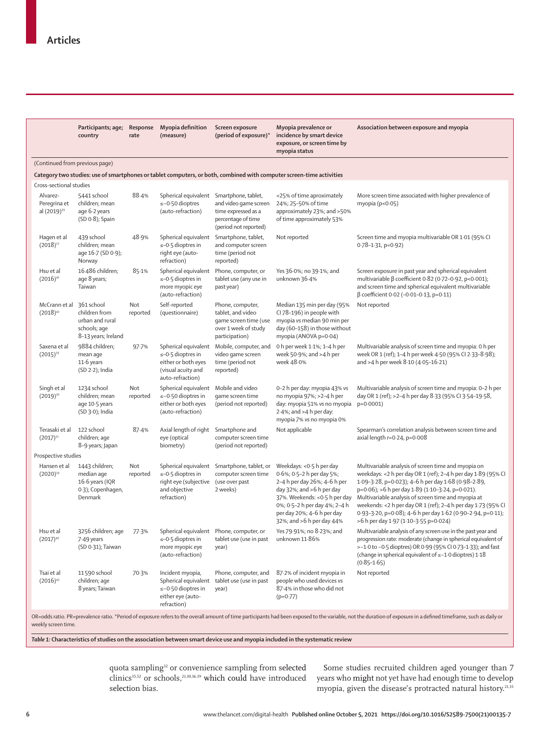| | Participants; age; country | Response rate | Myopia definition (measure) | Screen exposure (period of exposure)* | Myopia prevalence or incidence by smart device exposure, or screen time by myopia status | Association between exposure and myopia |
|---|---|---|---|---|---|---|
| (Continued from previous page) | | | | | | |
| **Category two studies: use of smartphones or tablet computers, or both, combined with computer screen-time activities** | | | | | | |
| Cross-sectional studies | | | | | | |
| Alvarez-Peregrina et al (2019)[39] | 5441 school children; mean age 6·2 years (SD 0·8); Spain | 88·4% | Spherical equivalent ≤–0·50 dioptres (auto-refraction) | Smartphone, tablet, and video game screen time expressed as a percentage of time (period not reported) | <25% of time aproximately 24%; 25–50% of time approximately 23%; and >50% of time approximately 53% | More screen time associated with higher prevalence of myopia (p<0·05) |
| Hagen et al (2018)[22] | 439 school children; mean age 16·7 (SD 0·9); Norway | 48·9% | Spherical equivalent ≤–0·5 dioptres in right eye (auto-refraction) | Smartphone, tablet, and computer screen time (period not reported) | Not reported | Screen time and myopia multivariable OR 1·01 (95% CI 0·78–1·31, p=0·92) |
| Hsu et al (2016)[41] | 16 486 children; age 8 years; Taiwan | 85·1% | Spherical equivalent ≤–0·5 dioptres in more myopic eye (auto-refraction) | Phone, computer, or tablet use (any use in past year) | Yes 36·0%; no 39·1%; and unknown 36·4% | Screen exposure in past year and spherical equivalent multivariable β coefficient 0·82 (0·72–0·92, p<0·001); and screen time and spherical equivalent multivariable β coefficient 0·02 (–0·01–0·13, p=0·11) |
| McCrann et al (2018)[42] | 361 school children from urban and rural schools; age 8–13 years; Ireland | Not reported | Self-reported (questionnaire) | Phone, computer, tablet, and video game screen time (use over 1 week of study participation) | Median 135 min per day (95% CI 78–196) in people with myopia vs median 90 min per day (60–158) in those without myopia (ANOVA p=0·04) | Not reported |
| Saxena et al (2015)[29] | 9884 children; mean age 11·6 years (SD 2·2); India | 97·7% | Spherical equivalent ≤–0·5 dioptres in either or both eyes (visual acuity and auto-refraction) | Mobile, computer, and video game screen time (period not reported) | 0 h per week 1·1%; 1–4 h per week 50·9%; and >4 h per week 48·0% | Multivariable analysis of screen time and myopia: 0 h per week OR 1 (ref); 1–4 h per week 4·50 (95% CI 2·33–8·98); and >4 h per week 8·10 (4·05–16·21) |
| Singh et al (2019)[30] | 1234 school children; mean age 10·5 years (SD 3·0); India | Not reported | Spherical equivalent ≤–0·50 dioptres in either or both eyes (auto-refraction) | Mobile and video game screen time (period not reported) | 0–2 h per day: myopia 43% vs no myopia 97%; >2–4 h per day: myopia 51% vs no myopia 2·4%; and >4 h per day: myopia 7% vs no myopia 0% | Multivariable analysis of screen time and myopia: 0–2 h per day OR 1 (ref); >2–4 h per day 8·33 (95% CI 3·54–19·58, p=0·0001) |
| Terasaki et al (2017)[31] | 122 school children; age 8–9 years; Japan | 87·4% | Axial length of right eye (optical biometry) | Smartphone and computer screen time (period not reported) | Not applicable | Spearman's correlation analysis between screen time and axial length r=0·24, p=0·008 |
| Prospective studies | | | | | | |
| Hansen et al (2020)[19] | 1443 children; median age 16·6 years (IQR 0·3); Copenhagen, Denmark | Not reported | Spherical equivalent ≤–0·5 dioptres in right eye (subjective and objective refraction) | Smartphone, tablet, or computer screen time (use over past 2 weeks) | Weekdays: <0·5 h per day 0·6%; 0·5–2 h per day 5%; 2–4 h per day 26%; 4–6 h per day 32%; and >6 h per day 37%. Weekends: <0·5 h per day 0%; 0·5–2 h per day 4%; 2–4 h per day 20%; 4–6 h per day 32%; and >6 h per day 44% | Multivariable analysis of screen time and myopia on weekdays: <2 h per day OR 1 (ref); 2–4 h per day 1·89 (95% CI 1·09–3·28, p=0·023); 4–6 h per day 1·68 (0·98–2·89, p=0·06); >6 h per day 1·89 (1·10–3·24, p=0·021). Multivariable analysis of screen time and myopia at weekends: <2 h per day OR 1 (ref); 2–4 h per day 1·73 (95% CI 0·93–3·20, p=0·08); 4–6 h per day 1·62 (0·90–2·94, p=0·11); >6 h per day 1·97 (1·10–3·55 p=0·024) |
| Hsu et al (2017)[40] | 3256 children; age 7·49 years (SD 0·31); Taiwan | 77·3% | Spherical equivalent ≤–0·5 dioptres in more myopic eye (auto-refraction) | Phone, computer, or tablet use (use in past year) | Yes 79·91%; no 8·23%; and unknown 11·86% | Multivariable analysis of any screen use in the past year and progression rate: moderate (change in spherical equivalent of >–1·0 to –0·5 dioptres) OR 0·99 (95% CI 0·73–1·33); and fast (change in spherical equivalent of ≤–1·0 dioptres) 1·18 (0·85–1·65) |
| Tsai et al (2016)[43] | 11 590 school children; age 8 years; Taiwan | 70·3% | Incident myopia, Spherical equivalent ≤–0·50 dioptres in either eye (auto-refraction) | Phone, computer, and tablet use (use in past year) | 87·2% of incident myopia in people who used devices vs 87·4% in those who did not (p=0·77) | Not reported |

OR=odds ratio. PR=prevalence ratio. *Period of exposure refers to the overall amount of time participants had been exposed to the variable, not the duration of exposure in a defined timeframe, such as daily or weekly screen time.

*Table 1:* **Characteristics of studies on the association between smart device use and myopia included in the systematic review**

quota sampling[32] or convenience sampling from selected clinics[35,52] or schools,[21,30,36,39] which could have introduced selection bias.

Some studies recruited children aged younger than 7 years who might not yet have had enough time to develop myopia, given the disease's protracted natural history.[21,35]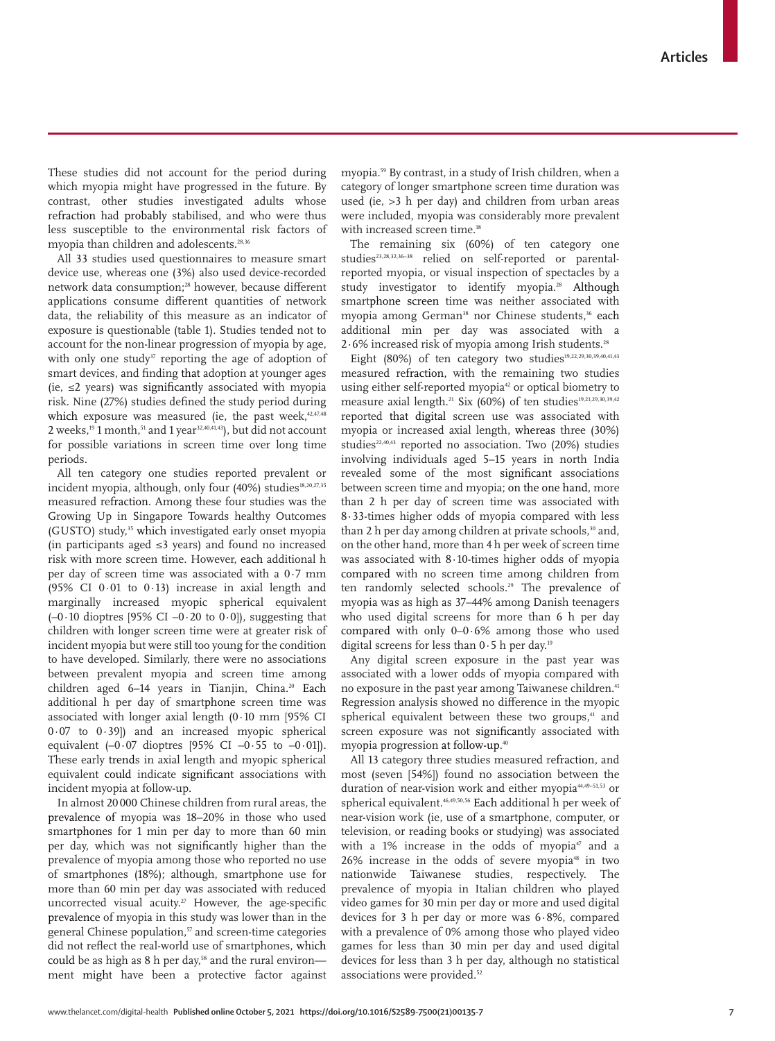These studies did not account for the period during which myopia might have progressed in the future. By contrast, other studies investigated adults whose refraction had probably stabilised, and who were thus less susceptible to the environmental risk factors of myopia than children and adolescents.[28,36]

All 33 studies used questionnaires to measure smart device use, whereas one (3%) also used device-recorded network data consumption;[28] however, because different applications consume different quantities of network data, the reliability of this measure as an indicator of exposure is questionable (table 1). Studies tended not to account for the non-linear progression of myopia by age, with only one study[37] reporting the age of adoption of smart devices, and finding that adoption at younger ages (ie, ≤2 years) was significantly associated with myopia risk. Nine (27%) studies defined the study period during which exposure was measured (ie, the past week,[42,47,48] 2 weeks,[19] 1 month,[51] and 1 year[32,40,41,43]), but did not account for possible variations in screen time over long time periods.

All ten category one studies reported prevalent or incident myopia, although, only four (40%) studies[18,20,27,35] measured refraction. Among these four studies was the Growing Up in Singapore Towards healthy Outcomes (GUSTO) study,[35] which investigated early onset myopia (in participants aged ≤3 years) and found no increased risk with more screen time. However, each additional h per day of screen time was associated with a 0·7 mm (95% CI 0·01 to 0·13) increase in axial length and marginally increased myopic spherical equivalent (–0·10 dioptres [95% CI –0·20 to 0·0]), suggesting that children with longer screen time were at greater risk of incident myopia but were still too young for the condition to have developed. Similarly, there were no associations between prevalent myopia and screen time among children aged 6–14 years in Tianjin, China.[20] Each additional h per day of smartphone screen time was associated with longer axial length (0·10 mm [95% CI 0·07 to 0·39]) and an increased myopic spherical equivalent (–0·07 dioptres [95% CI –0·55 to –0·01]). These early trends in axial length and myopic spherical equivalent could indicate significant associations with incident myopia at follow-up.

In almost 20 000 Chinese children from rural areas, the prevalence of myopia was 18–20% in those who used smartphones for 1 min per day to more than 60 min per day, which was not significantly higher than the prevalence of myopia among those who reported no use of smartphones (18%); although, smartphone use for more than 60 min per day was associated with reduced uncorrected visual acuity.[27] However, the age-specific prevalence of myopia in this study was lower than in the general Chinese population,[57] and screen-time categories did not reflect the real-world use of smartphones, which could be as high as 8 h per day,[58] and the rural environment might have been a protective factor against myopia.[59] By contrast, in a study of Irish children, when a category of longer smartphone screen time duration was used (ie, >3 h per day) and children from urban areas were included, myopia was considerably more prevalent with increased screen time.[18]

The remaining six (60%) of ten category one studies[23,28,32,36–38] relied on self-reported or parental-reported myopia, or visual inspection of spectacles by a study investigator to identify myopia.[28] Although smartphone screen time was neither associated with myopia among German[38] nor Chinese students,[36] each additional min per day was associated with a 2·6% increased risk of myopia among Irish students.[28]

Eight (80%) of ten category two studies[19,22,29,30,39,40,41,43] measured refraction, with the remaining two studies using either self-reported myopia[42] or optical biometry to measure axial length.[21] Six (60%) of ten studies[19,21,29,30,39,42] reported that digital screen use was associated with myopia or increased axial length, whereas three (30%) studies[22,40,43] reported no association. Two (20%) studies involving individuals aged 5–15 years in north India revealed some of the most significant associations between screen time and myopia; on the one hand, more than 2 h per day of screen time was associated with 8·33-times higher odds of myopia compared with less than 2 h per day among children at private schools,[30] and, on the other hand, more than 4 h per week of screen time was associated with 8·10-times higher odds of myopia compared with no screen time among children from ten randomly selected schools.[29] The prevalence of myopia was as high as 37–44% among Danish teenagers who used digital screens for more than 6 h per day compared with only 0–0·6% among those who used digital screens for less than 0·5 h per day.[19]

Any digital screen exposure in the past year was associated with a lower odds of myopia compared with no exposure in the past year among Taiwanese children.[41] Regression analysis showed no difference in the myopic spherical equivalent between these two groups,[41] and screen exposure was not significantly associated with myopia progression at follow-up.[40]

All 13 category three studies measured refraction, and most (seven [54%]) found no association between the duration of near-vision work and either myopia[44,49–51,53] or spherical equivalent.[46,49,50,56] Each additional h per week of near-vision work (ie, use of a smartphone, computer, or television, or reading books or studying) was associated with a 1% increase in the odds of myopia[47] and a 26% increase in the odds of severe myopia[48] in two nationwide Taiwanese studies, respectively. The prevalence of myopia in Italian children who played video games for 30 min per day or more and used digital devices for 3 h per day or more was 6·8%, compared with a prevalence of 0% among those who played video games for less than 30 min per day and used digital devices for less than 3 h per day, although no statistical associations were provided.[52]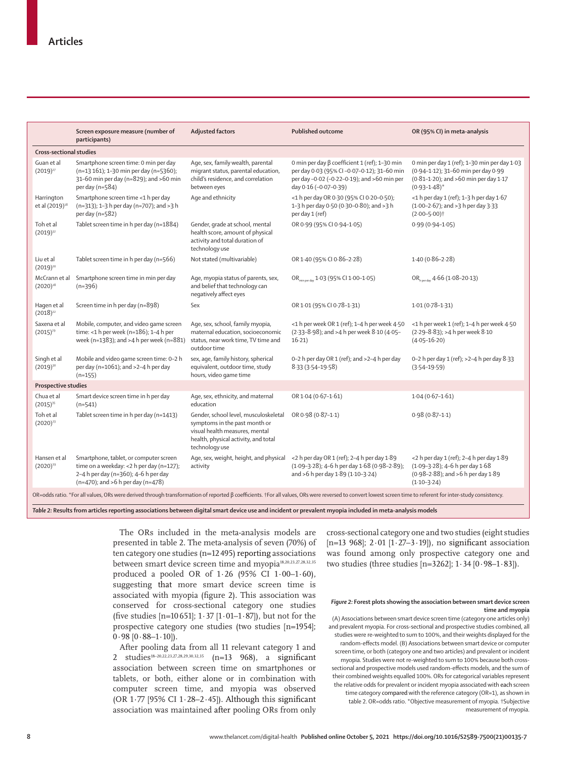| | Screen exposure measure (number of participants) | Adjusted factors | Published outcome | OR (95% CI) in meta-analysis |
|---|---|---|---|---|
| **Cross-sectional studies** | | | | |
| Guan et al (2019)[27] | Smartphone screen time: 0 min per day (n=13 161); 1–30 min per day (n=5360); 31–60 min per day (n=829); and >60 min per day (n=584) | Age, sex, family wealth, parental migrant status, parental education, child's residence, and correlation between eyes | 0 min per day β coefficient 1 (ref); 1–30 min per day 0·03 (95% CI –0·07–0·12); 31–60 min per day –0·02 (–0·22–0·19); and >60 min per day 0·16 (–0·07–0·39) | 0 min per day 1 (ref); 1–30 min per day 1·03 (0·94–1·12); 31–60 min per day 0·99 (0·81–1·20); and >60 min per day 1·17 (0·93–1·48)* |
| Harrington et al (2019)[18] | Smartphone screen time <1 h per day (n=313); 1–3 h per day (n=707); and >3 h per day (n=582) | Age and ethnicity | <1 h per day OR 0·30 (95% CI 0·20–0·50); 1–3 h per day 0·50 (0·30–0·80); and >3 h per day 1 (ref) | <1 h per day 1 (ref); 1–3 h per day 1·67 (1·00–2·67); and >3 h per day 3·33 (2·00–5·00)† |
| Toh et al (2019)[32] | Tablet screen time in h per day (n=1884) | Gender, grade at school, mental health score, amount of physical activity and total duration of technology use | OR 0·99 (95% CI 0·94–1·05) | 0·99 (0·94–1·05) |
| Liu et al (2019)[20] | Tablet screen time in h per day (n=566) | Not stated (multivariable) | OR 1·40 (95% CI 0·86–2·28) | 1·40 (0·86–2·28) |
| McCrann et al (2020)[28] | Smartphone screen time in min per day (n=396) | Age, myopia status of parents, sex, and belief that technology can negatively affect eyes | $OR_{min\ per\ day}$ 1·03 (95% CI 1·00–1·05) | $OR_{h\ per\ day}$ 4·66 (1·08–20·13) |
| Hagen et al (2018)[22] | Screen time in h per day (n=898) | Sex | OR 1·01 (95% CI 0·78–1·31) | 1·01 (0·78–1·31) |
| Saxena et al (2015)[29] | Mobile, computer, and video game screen time: <1 h per week (n=186); 1–4 h per week (n=1383); and >4 h per week (n=881) | Age, sex, school, family myopia, maternal education, socioeconomic status, near work time, TV time and outdoor time | <1 h per week OR 1 (ref); 1–4 h per week 4·50 (2·33–8·98); and >4 h per week 8·10 (4·05–16·21) | <1 h per week 1 (ref); 1–4 h per week 4·50 (2·29–8·83); >4 h per week 8·10 (4·05–16·20) |
| Singh et al (2019)[30] | Mobile and video game screen time: 0–2 h per day (n=1061); and >2–4 h per day (n=155) | sex, age, family history, spherical equivalent, outdoor time, study hours, video game time | 0–2 h per day OR 1 (ref); and >2–4 h per day 8·33 (3·54–19·58) | 0–2 h per day 1 (ref); >2–4 h per day 8·33 (3·54–19·59) |
| **Prospective studies** | | | | |
| Chua et al (2015)[35] | Smart device screen time in h per day (n=541) | Age, sex, ethnicity, and maternal education | OR 1·04 (0·67–1·61) | 1·04 (0·67–1·61) |
| Toh et al (2020)[23] | Tablet screen time in h per day (n=1413) | Gender, school level, musculoskeletal symptoms in the past month or visual health measures, mental health, physical activity, and total technology use | OR 0·98 (0·87–1·1) | 0·98 (0·87–1·1) |
| Hansen et al (2020)[19] | Smartphone, tablet, or computer screen time on a weekday: <2 h per day (n=127); 2–4 h per day (n=360); 4–6 h per day (n=470); and >6 h per day (n=478) | Age, sex, weight, height, and physical activity | <2 h per day OR 1 (ref); 2–4 h per day 1·89 (1·09–3·28); 4–6 h per day 1·68 (0·98–2·89); and >6 h per day 1·89 (1·10–3·24) | <2 h per day 1 (ref); 2–4 h per day 1·89 (1·09–3·28); 4–6 h per day 1·68 (0·98–2·88); and >6 h per day 1·89 (1·10–3·24) |

OR=odds ratio. *For all values, ORs were derived through transformation of reported β coefficients. †For all values, ORs were reversed to convert lowest screen time to referent for inter-study consistency.

*Table 2:* **Results from articles reporting associations between digital smart device use and incident or prevalent myopia included in meta-analysis models**

The ORs included in the meta-analysis models are presented in table 2. The meta-analysis of seven (70%) of ten category one studies (n=12 495) reporting associations between smart device screen time and myopia[18,20,23,27,28,32,35] produced a pooled OR of 1·26 (95% CI 1·00–1·60), suggesting that more smart device screen time is associated with myopia (figure 2). This association was conserved for cross-sectional category one studies (five studies [n=10 651]; 1·37 [1·01–1·87]), but not for the prospective category one studies (two studies [n=1954]; 0·98 [0·88–1·10]).

After pooling data from all 11 relevant category 1 and 2 studies[18–20,22,23,27,28,29,30,32,35] (n=13 968), a significant association between screen time on smartphones or tablets, or both, either alone or in combination with computer screen time, and myopia was observed (OR 1·77 [95% CI 1·28–2·45]). Although this significant association was maintained after pooling ORs from only cross-sectional category one and two studies (eight studies [n=13 968]; 2·01 [1·27–3·19]), no significant association was found among only prospective category one and two studies (three studies [n=3262]; 1·34 [0·98–1·83]).

***Figure 2:*** **Forest plots showing the association between smart device screen time and myopia**

(A) Associations between smart device screen time (category one articles only) and prevalent myopia. For cross-sectional and prospective studies combined, all studies were re-weighted to sum to 100%, and their weights displayed for the random-effects model. (B) Associations between smart device or computer screen time, or both (category one and two articles) and prevalent or incident myopia. Studies were not re-weighted to sum to 100% because both cross-sectional and prospective models used random-effects models, and the sum of their combined weights equalled 100%. ORs for categorical variables represent the relative odds for prevalent or incident myopia associated with each screen time category compared with the reference category (OR=1), as shown in table 2. OR=odds ratio. *Objective measurement of myopia. †Subjective measurement of myopia.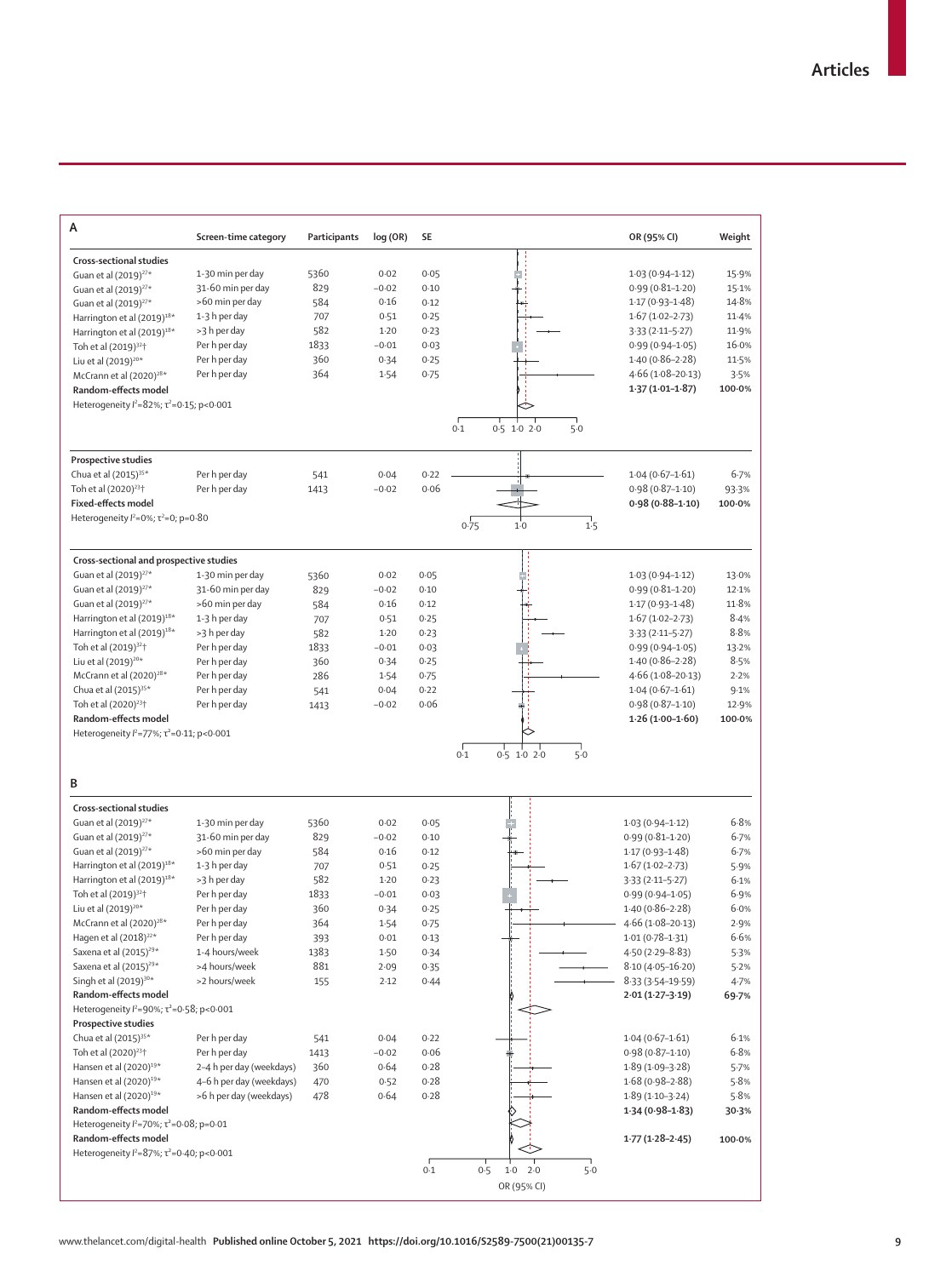## A

| | Screen-time category | Participants | log (OR) | SE | OR (95% CI) | Weight |
|---|---|---|---|---|---|---|
| **Cross-sectional studies** | | | | | | |
| Guan et al (2019)[27*] | 1–30 min per day | 5360 | 0·02 | 0·05 | 1·03 (0·94–1·12) | 15·9% |
| Guan et al (2019)[27*] | 31–60 min per day | 829 | −0·02 | 0·10 | 0·99 (0·81–1·20) | 15·1% |
| Guan et al (2019)[27*] | >60 min per day | 584 | 0·16 | 0·12 | 1·17 (0·93–1·48) | 14·8% |
| Harrington et al (2019)[18*] | 1–3 h per day | 707 | 0·51 | 0·25 | 1·67 (1·02–2·73) | 11·4% |
| Harrington et al (2019)[18*] | >3 h per day | 582 | 1·20 | 0·23 | 3·33 (2·11–5·27) | 11·9% |
| Toh et al (2019)[32†] | Per h per day | 1833 | −0·01 | 0·03 | 0·99 (0·94–1·05) | 16·0% |
| Liu et al (2019)[20*] | Per h per day | 360 | 0·34 | 0·25 | 1·40 (0·86–2·28) | 11·5% |
| McCrann et al (2020)[28*] | Per h per day | 364 | 1·54 | 0·75 | 4·66 (1·08–20·13) | 3·5% |
| **Random-effects model** | | | | | **1·37 (1·01–1·87)** | **100·0%** |
| Heterogeneity $I^2$=82%; $\tau^2$=0·15; p<0·001 | | | | | | |
| **Prospective studies** | | | | | | |
| Chua et al (2015)[35*] | Per h per day | 541 | 0·04 | 0·22 | 1·04 (0·67–1·61) | 6·7% |
| Toh et al (2020)[23†] | Per h per day | 1413 | −0·02 | 0·06 | 0·98 (0·87–1·10) | 93·3% |
| **Fixed-effects model** | | | | | **0·98 (0·88–1·10)** | **100·0%** |
| Heterogeneity $I^2$=0%; $\tau^2$=0; p=0·80 | | | | | | |
| **Cross-sectional and prospective studies** | | | | | | |
| Guan et al (2019)[27*] | 1–30 min per day | 5360 | 0·02 | 0·05 | 1·03 (0·94–1·12) | 13·0% |
| Guan et al (2019)[27*] | 31–60 min per day | 829 | −0·02 | 0·10 | 0·99 (0·81–1·20) | 12·1% |
| Guan et al (2019)[27*] | >60 min per day | 584 | 0·16 | 0·12 | 1·17 (0·93–1·48) | 11·8% |
| Harrington et al (2019)[18*] | 1–3 h per day | 707 | 0·51 | 0·25 | 1·67 (1·02–2·73) | 8·4% |
| Harrington et al (2019)[18*] | >3 h per day | 582 | 1·20 | 0·23 | 3·33 (2·11–5·27) | 8·8% |
| Toh et al (2019)[32†] | Per h per day | 1833 | −0·01 | 0·03 | 0·99 (0·94–1·05) | 13·2% |
| Liu et al (2019)[20*] | Per h per day | 360 | 0·34 | 0·25 | 1·40 (0·86–2·28) | 8·5% |
| McCrann et al (2020)[28*] | Per h per day | 286 | 1·54 | 0·75 | 4·66 (1·08–20·13) | 2·2% |
| Chua et al (2015)[35*] | Per h per day | 541 | 0·04 | 0·22 | 1·04 (0·67–1·61) | 9·1% |
| Toh et al (2020)[23†] | Per h per day | 1413 | −0·02 | 0·06 | 0·98 (0·87–1·10) | 12·9% |
| **Random-effects model** | | | | | **1·26 (1·00–1·60)** | **100·0%** |
| Heterogeneity $I^2$=77%; $\tau^2$=0·11; p<0·001 | | | | | | |

## B

| | Screen-time category | Participants | log (OR) | SE | OR (95% CI) | Weight |
|---|---|---|---|---|---|---|
| **Cross-sectional studies** | | | | | | |
| Guan et al (2019)[27*] | 1–30 min per day | 5360 | 0·02 | 0·05 | 1·03 (0·94–1·12) | 6·8% |
| Guan et al (2019)[27*] | 31–60 min per day | 829 | −0·02 | 0·10 | 0·99 (0·81–1·20) | 6·7% |
| Guan et al (2019)[27*] | >60 min per day | 584 | 0·16 | 0·12 | 1·17 (0·93–1·48) | 6·7% |
| Harrington et al (2019)[18*] | 1–3 h per day | 707 | 0·51 | 0·25 | 1·67 (1·02–2·73) | 5·9% |
| Harrington et al (2019)[18*] | >3 h per day | 582 | 1·20 | 0·23 | 3·33 (2·11–5·27) | 6·1% |
| Toh et al (2019)[32†] | Per h per day | 1833 | −0·01 | 0·03 | 0·99 (0·94–1·05) | 6·9% |
| Liu et al (2019)[20*] | Per h per day | 360 | 0·34 | 0·25 | 1·40 (0·86–2·28) | 6·0% |
| McCrann et al (2020)[28*] | Per h per day | 364 | 1·54 | 0·75 | 4·66 (1·08–20·13) | 2·9% |
| Hagen et al (2018)[22*] | Per h per day | 393 | 0·01 | 0·13 | 1·01 (0·78–1·31) | 6·6% |
| Saxena et al (2015)[29*] | 1–4 hours/week | 1383 | 1·50 | 0·34 | 4·50 (2·29–8·83) | 5·3% |
| Saxena et al (2015)[29*] | >4 hours/week | 881 | 2·09 | 0·35 | 8·10 (4·05–16·20) | 5·2% |
| Singh et al (2019)[30*] | >2 hours/week | 155 | 2·12 | 0·44 | 8·33 (3·54–19·59) | 4·7% |
| **Random-effects model** | | | | | **2·01 (1·27–3·19)** | **69·7%** |
| Heterogeneity $I^2$=90%; $\tau^2$=0·58; p<0·001 | | | | | | |
| **Prospective studies** | | | | | | |
| Chua et al (2015)[35*] | Per h per day | 541 | 0·04 | 0·22 | 1·04 (0·67–1·61) | 6·1% |
| Toh et al (2020)[23†] | Per h per day | 1413 | −0·02 | 0·06 | 0·98 (0·87–1·10) | 6·8% |
| Hansen et al (2020)[19*] | 2–4 h per day (weekdays) | 360 | 0·64 | 0·28 | 1·89 (1·09–3·28) | 5·7% |
| Hansen et al (2020)[19*] | 4–6 h per day (weekdays) | 470 | 0·52 | 0·28 | 1·68 (0·98–2·88) | 5·8% |
| Hansen et al (2020)[19*] | >6 h per day (weekdays) | 478 | 0·64 | 0·28 | 1·89 (1·10–3·24) | 5·8% |
| **Random-effects model** | | | | | **1·34 (0·98–1·83)** | **30·3%** |
| Heterogeneity $I^2$=70%; $\tau^2$=0·08; p=0·01 | | | | | | |
| **Random-effects model** | | | | | **1·77 (1·28–2·45)** | **100·0%** |
| Heterogeneity $I^2$=87%; $\tau^2$=0·40; p<0·001 | | | | | | |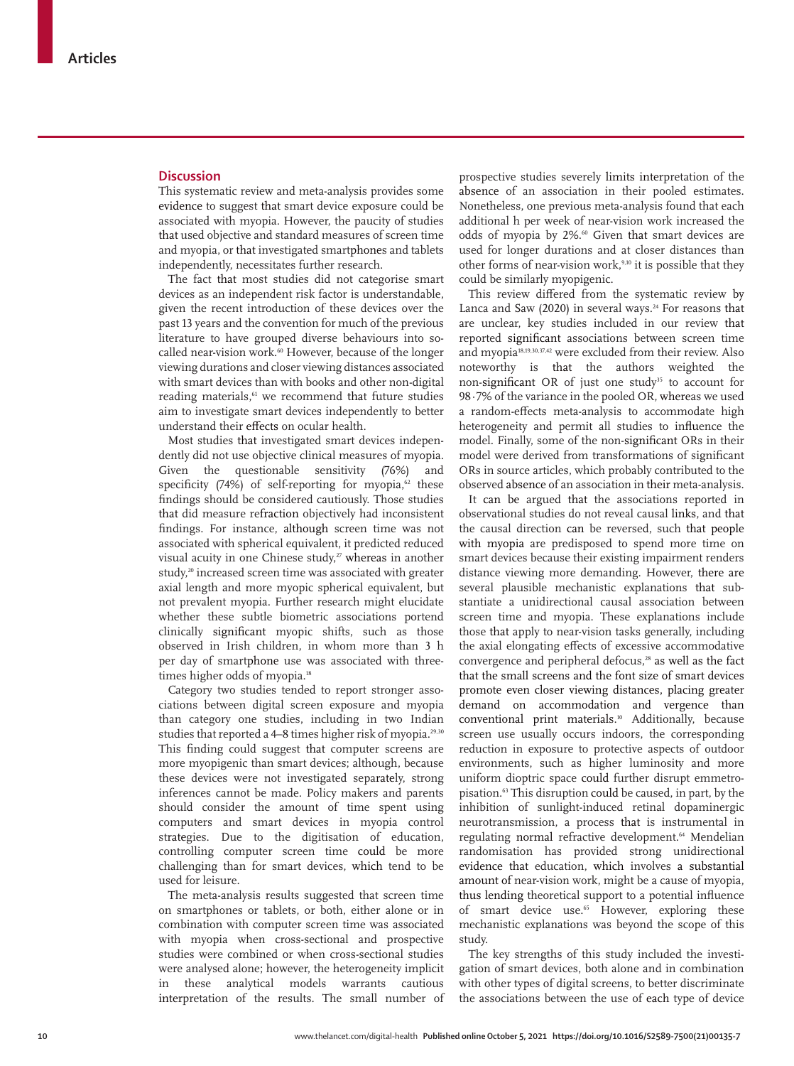## Discussion

This systematic review and meta-analysis provides some evidence to suggest that smart device exposure could be associated with myopia. However, the paucity of studies that used objective and standard measures of screen time and myopia, or that investigated smartphones and tablets independently, necessitates further research.

The fact that most studies did not categorise smart devices as an independent risk factor is understandable, given the recent introduction of these devices over the past 13 years and the convention for much of the previous literature to have grouped diverse behaviours into so-called near-vision work.[60] However, because of the longer viewing durations and closer viewing distances associated with smart devices than with books and other non-digital reading materials,[61] we recommend that future studies aim to investigate smart devices independently to better understand their effects on ocular health.

Most studies that investigated smart devices independently did not use objective clinical measures of myopia. Given the questionable sensitivity (76%) and specificity (74%) of self-reporting for myopia,[62] these findings should be considered cautiously. Those studies that did measure refraction objectively had inconsistent findings. For instance, although screen time was not associated with spherical equivalent, it predicted reduced visual acuity in one Chinese study,[27] whereas in another study,[20] increased screen time was associated with greater axial length and more myopic spherical equivalent, but not prevalent myopia. Further research might elucidate whether these subtle biometric associations portend clinically significant myopic shifts, such as those observed in Irish children, in whom more than 3 h per day of smartphone use was associated with three-times higher odds of myopia.[18]

Category two studies tended to report stronger associations between digital screen exposure and myopia than category one studies, including in two Indian studies that reported a 4–8 times higher risk of myopia.[29,30] This finding could suggest that computer screens are more myopigenic than smart devices; although, because these devices were not investigated separately, strong inferences cannot be made. Policy makers and parents should consider the amount of time spent using computers and smart devices in myopia control strategies. Due to the digitisation of education, controlling computer screen time could be more challenging than for smart devices, which tend to be used for leisure.

The meta-analysis results suggested that screen time on smartphones or tablets, or both, either alone or in combination with computer screen time was associated with myopia when cross-sectional and prospective studies were combined or when cross-sectional studies were analysed alone; however, the heterogeneity implicit in these analytical models warrants cautious interpretation of the results. The small number of prospective studies severely limits interpretation of the absence of an association in their pooled estimates. Nonetheless, one previous meta-analysis found that each additional h per week of near-vision work increased the odds of myopia by 2%.[60] Given that smart devices are used for longer durations and at closer distances than other forms of near-vision work,[9,10] it is possible that they could be similarly myopigenic.

This review differed from the systematic review by Lanca and Saw (2020) in several ways.[24] For reasons that are unclear, key studies included in our review that reported significant associations between screen time and myopia[18,19,30,37,42] were excluded from their review. Also noteworthy is that the authors weighted the non-significant OR of just one study[35] to account for 98·7% of the variance in the pooled OR, whereas we used a random-effects meta-analysis to accommodate high heterogeneity and permit all studies to influence the model. Finally, some of the non-significant ORs in their model were derived from transformations of significant ORs in source articles, which probably contributed to the observed absence of an association in their meta-analysis.

It can be argued that the associations reported in observational studies do not reveal causal links, and that the causal direction can be reversed, such that people with myopia are predisposed to spend more time on smart devices because their existing impairment renders distance viewing more demanding. However, there are several plausible mechanistic explanations that substantiate a unidirectional causal association between screen time and myopia. These explanations include those that apply to near-vision tasks generally, including the axial elongating effects of excessive accommodative convergence and peripheral defocus,[28] as well as the fact that the small screens and the font size of smart devices promote even closer viewing distances, placing greater demand on accommodation and vergence than conventional print materials.[10] Additionally, because screen use usually occurs indoors, the corresponding reduction in exposure to protective aspects of outdoor environments, such as higher luminosity and more uniform dioptric space could further disrupt emmetropisation.[63] This disruption could be caused, in part, by the inhibition of sunlight-induced retinal dopaminergic neurotransmission, a process that is instrumental in regulating normal refractive development.[64] Mendelian randomisation has provided strong unidirectional evidence that education, which involves a substantial amount of near-vision work, might be a cause of myopia, thus lending theoretical support to a potential influence of smart device use.[65] However, exploring these mechanistic explanations was beyond the scope of this study.

The key strengths of this study included the investigation of smart devices, both alone and in combination with other types of digital screens, to better discriminate the associations between the use of each type of device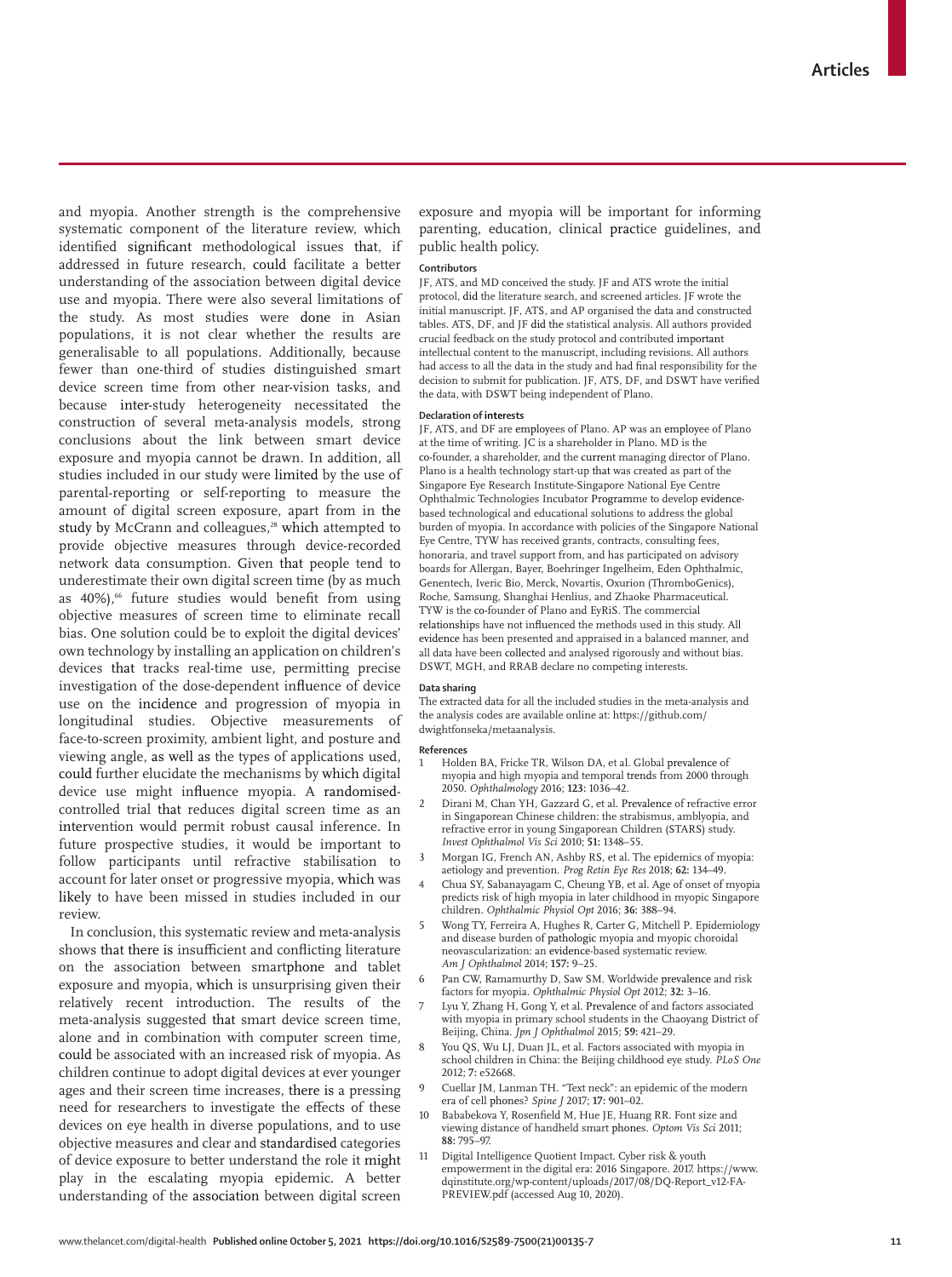and myopia. Another strength is the comprehensive systematic component of the literature review, which identified significant methodological issues that, if addressed in future research, could facilitate a better understanding of the association between digital device use and myopia. There were also several limitations of the study. As most studies were done in Asian populations, it is not clear whether the results are generalisable to all populations. Additionally, because fewer than one-third of studies distinguished smart device screen time from other near-vision tasks, and because inter-study heterogeneity necessitated the construction of several meta-analysis models, strong conclusions about the link between smart device exposure and myopia cannot be drawn. In addition, all studies included in our study were limited by the use of parental-reporting or self-reporting to measure the amount of digital screen exposure, apart from in the study by McCrann and colleagues,[28] which attempted to provide objective measures through device-recorded network data consumption. Given that people tend to underestimate their own digital screen time (by as much as 40%),[66] future studies would benefit from using objective measures of screen time to eliminate recall bias. One solution could be to exploit the digital devices' own technology by installing an application on children's devices that tracks real-time use, permitting precise investigation of the dose-dependent influence of device use on the incidence and progression of myopia in longitudinal studies. Objective measurements of face-to-screen proximity, ambient light, and posture and viewing angle, as well as the types of applications used, could further elucidate the mechanisms by which digital device use might influence myopia. A randomised-controlled trial that reduces digital screen time as an intervention would permit robust causal inference. In future prospective studies, it would be important to follow participants until refractive stabilisation to account for later onset or progressive myopia, which was likely to have been missed in studies included in our review.

In conclusion, this systematic review and meta-analysis shows that there is insufficient and conflicting literature on the association between smartphone and tablet exposure and myopia, which is unsurprising given their relatively recent introduction. The results of the meta-analysis suggested that smart device screen time, alone and in combination with computer screen time, could be associated with an increased risk of myopia. As children continue to adopt digital devices at ever younger ages and their screen time increases, there is a pressing need for researchers to investigate the effects of these devices on eye health in diverse populations, and to use objective measures and clear and standardised categories of device exposure to better understand the role it might play in the escalating myopia epidemic. A better understanding of the association between digital screen exposure and myopia will be important for informing parenting, education, clinical practice guidelines, and public health policy.

#### Contributors

JF, ATS, and MD conceived the study. JF and ATS wrote the initial protocol, did the literature search, and screened articles. JF wrote the initial manuscript. JF, ATS, and AP organised the data and constructed tables. ATS, DF, and JF did the statistical analysis. All authors provided crucial feedback on the study protocol and contributed important intellectual content to the manuscript, including revisions. All authors had access to all the data in the study and had final responsibility for the decision to submit for publication. JF, ATS, DF, and DSWT have verified the data, with DSWT being independent of Plano.

#### Declaration of interests

JF, ATS, and DF are employees of Plano. AP was an employee of Plano at the time of writing. JC is a shareholder in Plano. MD is the co-founder, a shareholder, and the current managing director of Plano. Plano is a health technology start-up that was created as part of the Singapore Eye Research Institute-Singapore National Eye Centre Ophthalmic Technologies Incubator Programme to develop evidence-based technological and educational solutions to address the global burden of myopia. In accordance with policies of the Singapore National Eye Centre, TYW has received grants, contracts, consulting fees, honoraria, and travel support from, and has participated on advisory boards for Allergan, Bayer, Boehringer Ingelheim, Eden Ophthalmic, Genentech, Iveric Bio, Merck, Novartis, Oxurion (ThromboGenics), Roche, Samsung, Shanghai Henlius, and Zhaoke Pharmaceutical. TYW is the co-founder of Plano and EyRiS. The commercial relationships have not influenced the methods used in this study. All evidence has been presented and appraised in a balanced manner, and all data have been collected and analysed rigorously and without bias. DSWT, MGH, and RRAB declare no competing interests.

#### Data sharing

The extracted data for all the included studies in the meta-analysis and the analysis codes are available online at: https://github.com/dwightfonseka/metaanalysis.

#### References

1. Holden BA, Fricke TR, Wilson DA, et al. Global prevalence of myopia and high myopia and temporal trends from 2000 through 2050. *Ophthalmology* 2016; **123:** 1036–42.
2. Dirani M, Chan YH, Gazzard G, et al. Prevalence of refractive error in Singaporean Chinese children: the strabismus, amblyopia, and refractive error in young Singaporean Children (STARS) study. *Invest Ophthalmol Vis Sci* 2010; **51:** 1348–55.
3. Morgan IG, French AN, Ashby RS, et al. The epidemics of myopia: aetiology and prevention. *Prog Retin Eye Res* 2018; **62:** 134–49.
4. Chua SY, Sabanayagam C, Cheung YB, et al. Age of onset of myopia predicts risk of high myopia in later childhood in myopic Singapore children. *Ophthalmic Physiol Opt* 2016; **36:** 388–94.
5. Wong TY, Ferreira A, Hughes R, Carter G, Mitchell P. Epidemiology and disease burden of pathologic myopia and myopic choroidal neovascularization: an evidence-based systematic review. *Am J Ophthalmol* 2014; **157:** 9–25.
6. Pan CW, Ramamurthy D, Saw SM. Worldwide prevalence and risk factors for myopia. *Ophthalmic Physiol Opt* 2012; **32:** 3–16.
7. Lyu Y, Zhang H, Gong Y, et al. Prevalence of and factors associated with myopia in primary school students in the Chaoyang District of Beijing, China. *Jpn J Ophthalmol* 2015; **59:** 421–29.
8. You QS, Wu LJ, Duan JL, et al. Factors associated with myopia in school children in China: the Beijing childhood eye study. *PLoS One* 2012; **7:** e52668.
9. Cuellar JM, Lanman TH. "Text neck": an epidemic of the modern era of cell phones? *Spine J* 2017; **17:** 901–02.
10. Bababekova Y, Rosenfield M, Hue JE, Huang RR. Font size and viewing distance of handheld smart phones. *Optom Vis Sci* 2011; **88:** 795–97.
11. Digital Intelligence Quotient Impact. Cyber risk & youth empowerment in the digital era: 2016 Singapore. 2017. https://www.dqinstitute.org/wp-content/uploads/2017/08/DQ-Report_v12-FA-PREVIEW.pdf (accessed Aug 10, 2020).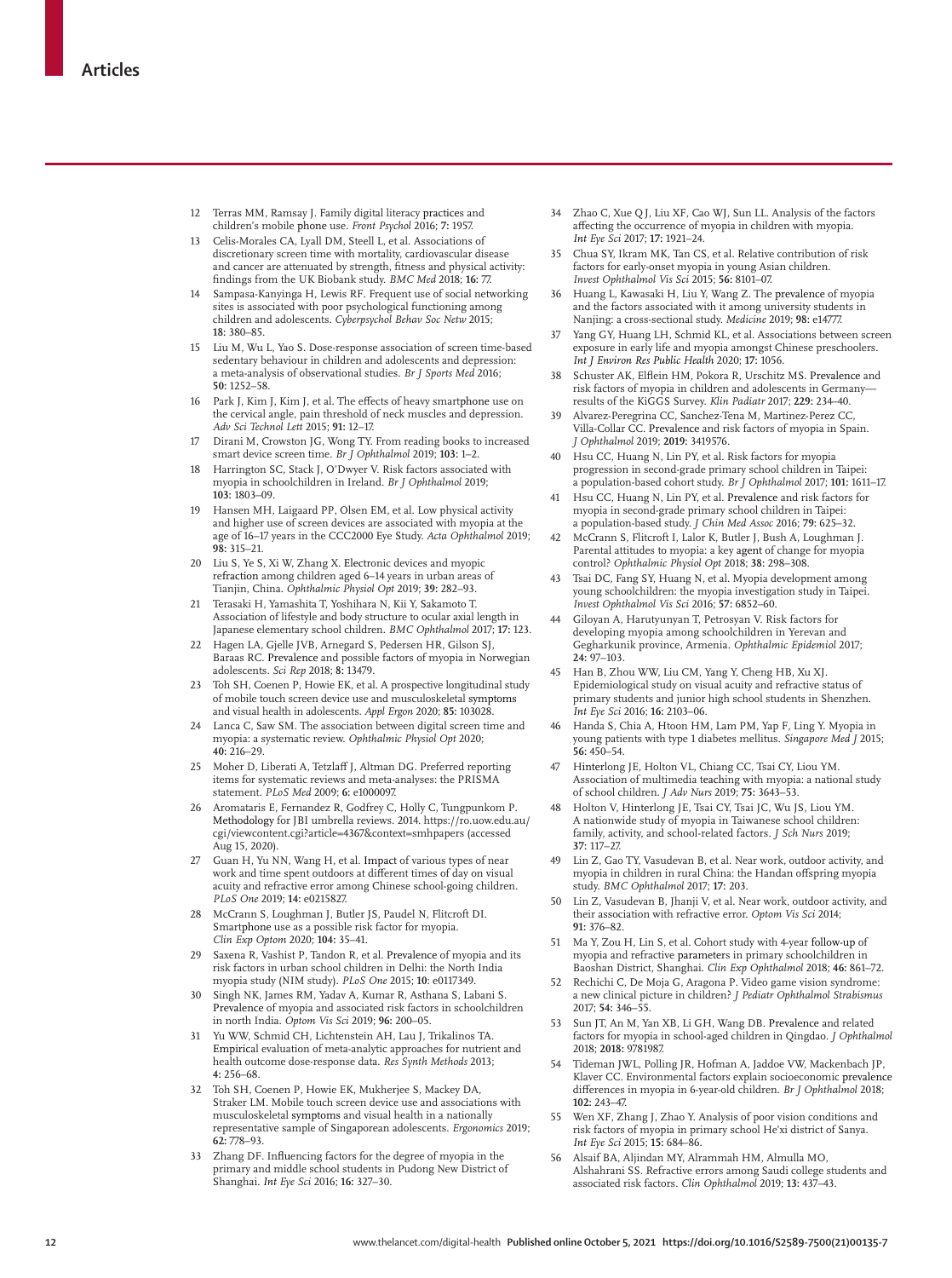12 Terras MM, Ramsay J. Family digital literacy practices and children's mobile phone use. *Front Psychol* 2016; **7:** 1957.

13 Celis-Morales CA, Lyall DM, Steell L, et al. Associations of discretionary screen time with mortality, cardiovascular disease and cancer are attenuated by strength, fitness and physical activity: findings from the UK Biobank study. *BMC Med* 2018; **16:** 77.

14 Sampasa-Kanyinga H, Lewis RF. Frequent use of social networking sites is associated with poor psychological functioning among children and adolescents. *Cyberpsychol Behav Soc Netw* 2015; **18:** 380–85.

15 Liu M, Wu L, Yao S. Dose-response association of screen time-based sedentary behaviour in children and adolescents and depression: a meta-analysis of observational studies. *Br J Sports Med* 2016; **50:** 1252–58.

16 Park J, Kim J, Kim J, et al. The effects of heavy smartphone use on the cervical angle, pain threshold of neck muscles and depression. *Adv Sci Technol Lett* 2015; **91:** 12–17.

17 Dirani M, Crowston JG, Wong TY. From reading books to increased smart device screen time. *Br J Ophthalmol* 2019; **103:** 1–2.

18 Harrington SC, Stack J, O'Dwyer V. Risk factors associated with myopia in schoolchildren in Ireland. *Br J Ophthalmol* 2019; **103:** 1803–09.

19 Hansen MH, Laigaard PP, Olsen EM, et al. Low physical activity and higher use of screen devices are associated with myopia at the age of 16–17 years in the CCC2000 Eye Study. *Acta Ophthalmol* 2019; **98:** 315–21.

20 Liu S, Ye S, Xi W, Zhang X. Electronic devices and myopic refraction among children aged 6–14 years in urban areas of Tianjin, China. *Ophthalmic Physiol Opt* 2019; **39:** 282–93.

21 Terasaki H, Yamashita T, Yoshihara N, Kii Y, Sakamoto T. Association of lifestyle and body structure to ocular axial length in Japanese elementary school children. *BMC Ophthalmol* 2017; **17:** 123.

22 Hagen LA, Gjelle JVB, Arnegard S, Pedersen HR, Gilson SJ, Baraas RC. Prevalence and possible factors of myopia in Norwegian adolescents. *Sci Rep* 2018; **8:** 13479.

23 Toh SH, Coenen P, Howie EK, et al. A prospective longitudinal study of mobile touch screen device use and musculoskeletal symptoms and visual health in adolescents. *Appl Ergon* 2020; **85:** 103028.

24 Lanca C, Saw SM. The association between digital screen time and myopia: a systematic review. *Ophthalmic Physiol Opt* 2020; **40:** 216–29.

25 Moher D, Liberati A, Tetzlaff J, Altman DG. Preferred reporting items for systematic reviews and meta-analyses: the PRISMA statement. *PLoS Med* 2009; **6:** e1000097.

26 Aromataris E, Fernandez R, Godfrey C, Holly C, Tungpunkom P. Methodology for JBI umbrella reviews. 2014. https://ro.uow.edu.au/cgi/viewcontent.cgi?article=4367&context=smhpapers (accessed Aug 15, 2020).

27 Guan H, Yu NN, Wang H, et al. Impact of various types of near work and time spent outdoors at different times of day on visual acuity and refractive error among Chinese school-going children. *PLoS One* 2019; **14:** e0215827.

28 McCrann S, Loughman J, Butler JS, Paudel N, Flitcroft DI. Smartphone use as a possible risk factor for myopia. *Clin Exp Optom* 2020; **104:** 35–41.

29 Saxena R, Vashist P, Tandon R, et al. Prevalence of myopia and its risk factors in urban school children in Delhi: the North India myopia study (NIM study). *PLoS One* 2015; **10**: e0117349.

30 Singh NK, James RM, Yadav A, Kumar R, Asthana S, Labani S. Prevalence of myopia and associated risk factors in schoolchildren in north India. *Optom Vis Sci* 2019; **96:** 200–05.

31 Yu WW, Schmid CH, Lichtenstein AH, Lau J, Trikalinos TA. Empirical evaluation of meta-analytic approaches for nutrient and health outcome dose-response data. *Res Synth Methods* 2013; **4:** 256–68.

32 Toh SH, Coenen P, Howie EK, Mukherjee S, Mackey DA, Straker LM. Mobile touch screen device use and associations with musculoskeletal symptoms and visual health in a nationally representative sample of Singaporean adolescents. *Ergonomics* 2019; **62:** 778–93.

33 Zhang DF. Influencing factors for the degree of myopia in the primary and middle school students in Pudong New District of Shanghai. *Int Eye Sci* 2016; **16:** 327–30.

34 Zhao C, Xue Q J, Liu XF, Cao WJ, Sun LL. Analysis of the factors affecting the occurrence of myopia in children with myopia. *Int Eye Sci* 2017; **17:** 1921–24.

35 Chua SY, Ikram MK, Tan CS, et al. Relative contribution of risk factors for early-onset myopia in young Asian children. *Invest Ophthalmol Vis Sci* 2015; **56:** 8101–07.

36 Huang L, Kawasaki H, Liu Y, Wang Z. The prevalence of myopia and the factors associated with it among university students in Nanjing: a cross-sectional study. *Medicine* 2019; **98:** e14777.

37 Yang GY, Huang LH, Schmid KL, et al. Associations between screen exposure in early life and myopia amongst Chinese preschoolers. *Int J Environ Res Public Health* 2020; **17:** 1056.

38 Schuster AK, Elflein HM, Pokora R, Urschitz MS. Prevalence and risk factors of myopia in children and adolescents in Germany—results of the KiGGS Survey. *Klin Padiatr* 2017; **229:** 234–40.

39 Alvarez-Peregrina CC, Sanchez-Tena M, Martinez-Perez CC, Villa-Collar CC. Prevalence and risk factors of myopia in Spain. *J Ophthalmol* 2019; **2019:** 3419576.

40 Hsu CC, Huang N, Lin PY, et al. Risk factors for myopia progression in second-grade primary school children in Taipei: a population-based cohort study. *Br J Ophthalmol* 2017; **101:** 1611–17.

41 Hsu CC, Huang N, Lin PY, et al. Prevalence and risk factors for myopia in second-grade primary school children in Taipei: a population-based study. *J Chin Med Assoc* 2016; **79:** 625–32.

42 McCrann S, Flitcroft I, Lalor K, Butler J, Bush A, Loughman J. Parental attitudes to myopia: a key agent of change for myopia control? *Ophthalmic Physiol Opt* 2018; **38:** 298–308.

43 Tsai DC, Fang SY, Huang N. Myopia development among young schoolchildren: the myopia investigation study in Taipei. *Invest Ophthalmol Vis Sci* 2016; **57:** 6852–60.

44 Giloyan A, Harutyunyan T, Petrosyan V. Risk factors for developing myopia among schoolchildren in Yerevan and Gegharkunik province, Armenia. *Ophthalmic Epidemiol* 2017; **24:** 97–103.

45 Han B, Zhou WW, Liu CM, Yang Y, Cheng HB, Xu XJ. Epidemiological study on visual acuity and refractive status of primary students and junior high school students in Shenzhen. *Int Eye Sci* 2016; **16:** 2103–06.

46 Handa S, Chia A, Htoon HM, Lam PM, Yap F, Ling Y. Myopia in young patients with type 1 diabetes mellitus. *Singapore Med J* 2015; **56:** 450–54.

47 Hinterlong JE, Holton VL, Chiang CC, Tsai CY, Liou YM. Association of multimedia teaching with myopia: a national study of school children. *J Adv Nurs* 2019; **75:** 3643–53.

48 Holton V, Hinterlong JE, Tsai CY, Tsai JC, Wu JS, Liou YM. A nationwide study of myopia in Taiwanese school children: family, activity, and school-related factors. *J Sch Nurs* 2019; **37:** 117–27.

49 Lin Z, Gao TY, Vasudevan B, et al. Near work, outdoor activity, and myopia in children in rural China: the Handan offspring myopia study. *BMC Ophthalmol* 2017; **17:** 203.

50 Lin Z, Vasudevan B, Jhanji V, et al. Near work, outdoor activity, and their association with refractive error. *Optom Vis Sci* 2014; **91:** 376–82.

51 Ma Y, Zou H, Lin S, et al. Cohort study with 4-year follow-up of myopia and refractive parameters in primary schoolchildren in Baoshan District, Shanghai. *Clin Exp Ophthalmol* 2018; **46:** 861–72.

52 Rechichi C, De Moja G, Aragona P. Video game vision syndrome: a new clinical picture in children? *J Pediatr Ophthalmol Strabismus* 2017; **54:** 346–55.

53 Sun JT, An M, Yan XB, Li GH, Wang DB. Prevalence and related factors for myopia in school-aged children in Qingdao. *J Ophthalmol* 2018; **2018:** 9781987.

54 Tideman JWL, Polling JR, Hofman A, Jaddoe VW, Mackenbach JP, Klaver CC. Environmental factors explain socioeconomic prevalence differences in myopia in 6-year-old children. *Br J Ophthalmol* 2018; **102:** 243–47.

55 Wen XF, Zhang J, Zhao Y. Analysis of poor vision conditions and risk factors of myopia in primary school He'xi district of Sanya. *Int Eye Sci* 2015; **15:** 684–86.

56 Alsaif BA, Aljindan MY, Alrammah HM, Almulla MO, Alshahrani SS. Refractive errors among Saudi college students and associated risk factors. *Clin Ophthalmol* 2019; **13:** 437–43.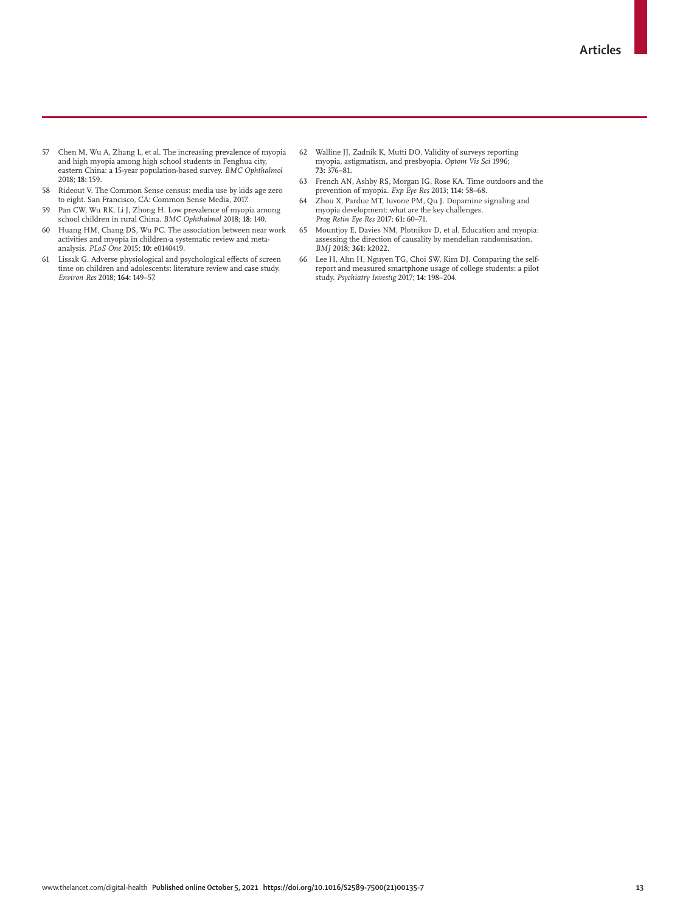57 Chen M, Wu A, Zhang L, et al. The increasing prevalence of myopia and high myopia among high school students in Fenghua city, eastern China: a 15-year population-based survey. *BMC Ophthalmol* 2018; **18:** 159.

58 Rideout V. The Common Sense census: media use by kids age zero to eight. San Francisco, CA: Common Sense Media, 2017.

59 Pan CW, Wu RK, Li J, Zhong H. Low prevalence of myopia among school children in rural China. *BMC Ophthalmol* 2018; **18:** 140.

60 Huang HM, Chang DS, Wu PC. The association between near work activities and myopia in children-a systematic review and meta-analysis. *PLoS One* 2015; **10:** e0140419.

61 Lissak G. Adverse physiological and psychological effects of screen time on children and adolescents: literature review and case study. *Environ Res* 2018; **164:** 149–57.

62 Walline JJ, Zadnik K, Mutti DO. Validity of surveys reporting myopia, astigmatism, and presbyopia. *Optom Vis Sci* 1996; **73:** 376–81.

63 French AN, Ashby RS, Morgan IG, Rose KA. Time outdoors and the prevention of myopia. *Exp Eye Res* 2013; **114:** 58–68.

64 Zhou X, Pardue MT, Iuvone PM, Qu J. Dopamine signaling and myopia development: what are the key challenges. *Prog Retin Eye Res* 2017; **61:** 60–71.

65 Mountjoy E, Davies NM, Plotnikov D, et al. Education and myopia: assessing the direction of causality by mendelian randomisation. *BMJ* 2018; **361:** k2022.

66 Lee H, Ahn H, Nguyen TG, Choi SW, Kim DJ. Comparing the self-report and measured smartphone usage of college students: a pilot study. *Psychiatry Investig* 2017; **14:** 198–204.